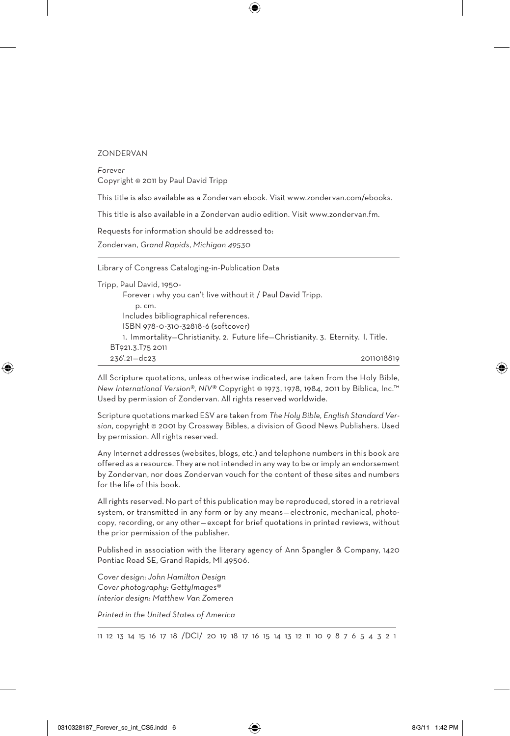ZONDERVAN

*Forever*
Copyright © 2011 by Paul David Tripp

This title is also available as a Zondervan ebook. Visit www.zondervan.com/ebooks.

This title is also available in a Zondervan audio edition. Visit www.zondervan.fm.

Requests for information should be addressed to:

Zondervan, *Grand Rapids, Michigan 49530*

---

Library of Congress Cataloging-in-Publication Data

Tripp, Paul David, 1950-
Forever : why you can't live without it / Paul David Tripp.
p. cm.
Includes bibliographical references.
ISBN 978-0-310-32818-6 (softcover)
1. Immortality—Christianity. 2. Future life—Christianity. 3. Eternity. I. Title.
BT921.3.T75 2011
236'.21—dc23 2011018819

---

All Scripture quotations, unless otherwise indicated, are taken from the Holy Bible, *New International Version®, NIV®* Copyright © 1973, 1978, 1984, 2011 by Biblica, Inc.™ Used by permission of Zondervan. All rights reserved worldwide.

Scripture quotations marked ESV are taken from *The Holy Bible, English Standard Version*, copyright © 2001 by Crossway Bibles, a division of Good News Publishers. Used by permission. All rights reserved.

Any Internet addresses (websites, blogs, etc.) and telephone numbers in this book are offered as a resource. They are not intended in any way to be or imply an endorsement by Zondervan, nor does Zondervan vouch for the content of these sites and numbers for the life of this book.

All rights reserved. No part of this publication may be reproduced, stored in a retrieval system, or transmitted in any form or by any means—electronic, mechanical, photocopy, recording, or any other—except for brief quotations in printed reviews, without the prior permission of the publisher.

Published in association with the literary agency of Ann Spangler & Company, 1420 Pontiac Road SE, Grand Rapids, MI 49506.

*Cover design: John Hamilton Design*
*Cover photography: GettyImages®*
*Interior design: Matthew Van Zomeren*

*Printed in the United States of America*

---

11 12 13 14 15 16 17 18 /DCI/ 20 19 18 17 16 15 14 13 12 11 10 9 8 7 6 5 4 3 2 1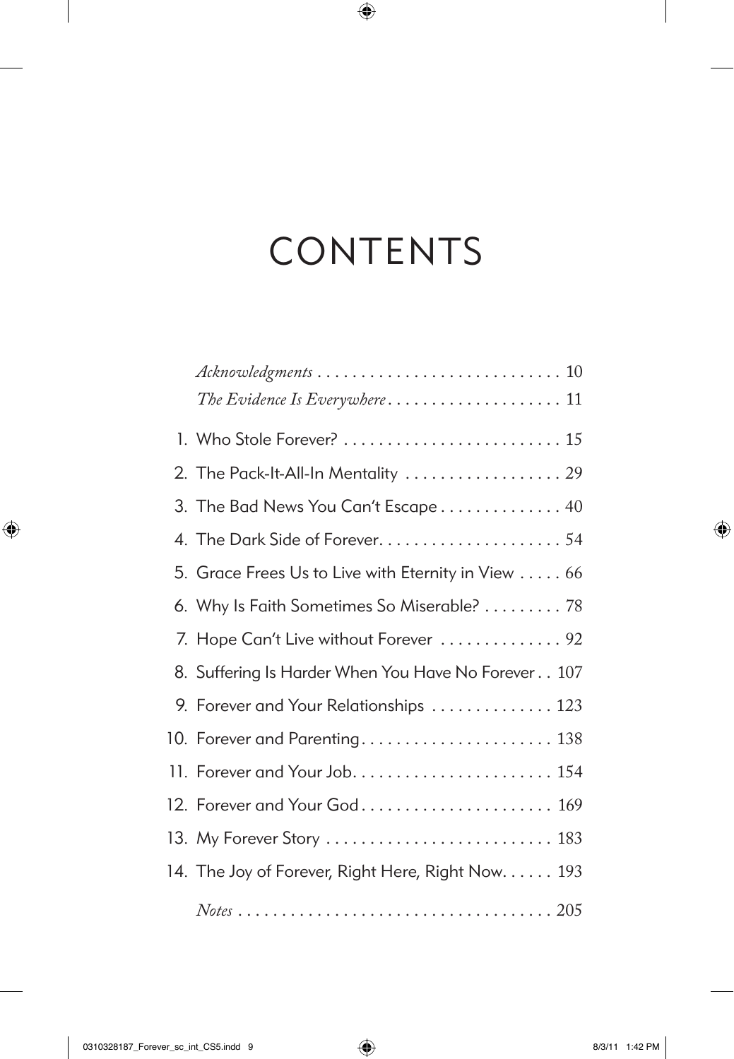# CONTENTS

*Acknowledgments* . . . . . . . . . . . . . . . . . . . . . . . . . . . . . 10
*The Evidence Is Everywhere* . . . . . . . . . . . . . . . . . . . . 11

1. Who Stole Forever? . . . . . . . . . . . . . . . . . . . . . . . . . . 15
2. The Pack-It-All-In Mentality . . . . . . . . . . . . . . . . . . 29
3. The Bad News You Can't Escape . . . . . . . . . . . . . . 40
4. The Dark Side of Forever. . . . . . . . . . . . . . . . . . . . . 54
5. Grace Frees Us to Live with Eternity in View . . . . . 66
6. Why Is Faith Sometimes So Miserable? . . . . . . . . . 78
7. Hope Can't Live without Forever . . . . . . . . . . . . . . 92
8. Suffering Is Harder When You Have No Forever . . 107
9. Forever and Your Relationships . . . . . . . . . . . . . . 123
10. Forever and Parenting. . . . . . . . . . . . . . . . . . . . . . 138
11. Forever and Your Job. . . . . . . . . . . . . . . . . . . . . . . 154
12. Forever and Your God . . . . . . . . . . . . . . . . . . . . . . 169
13. My Forever Story . . . . . . . . . . . . . . . . . . . . . . . . . . 183
14. The Joy of Forever, Right Here, Right Now. . . . . . 193

*Notes* . . . . . . . . . . . . . . . . . . . . . . . . . . . . . . . . . . . . 205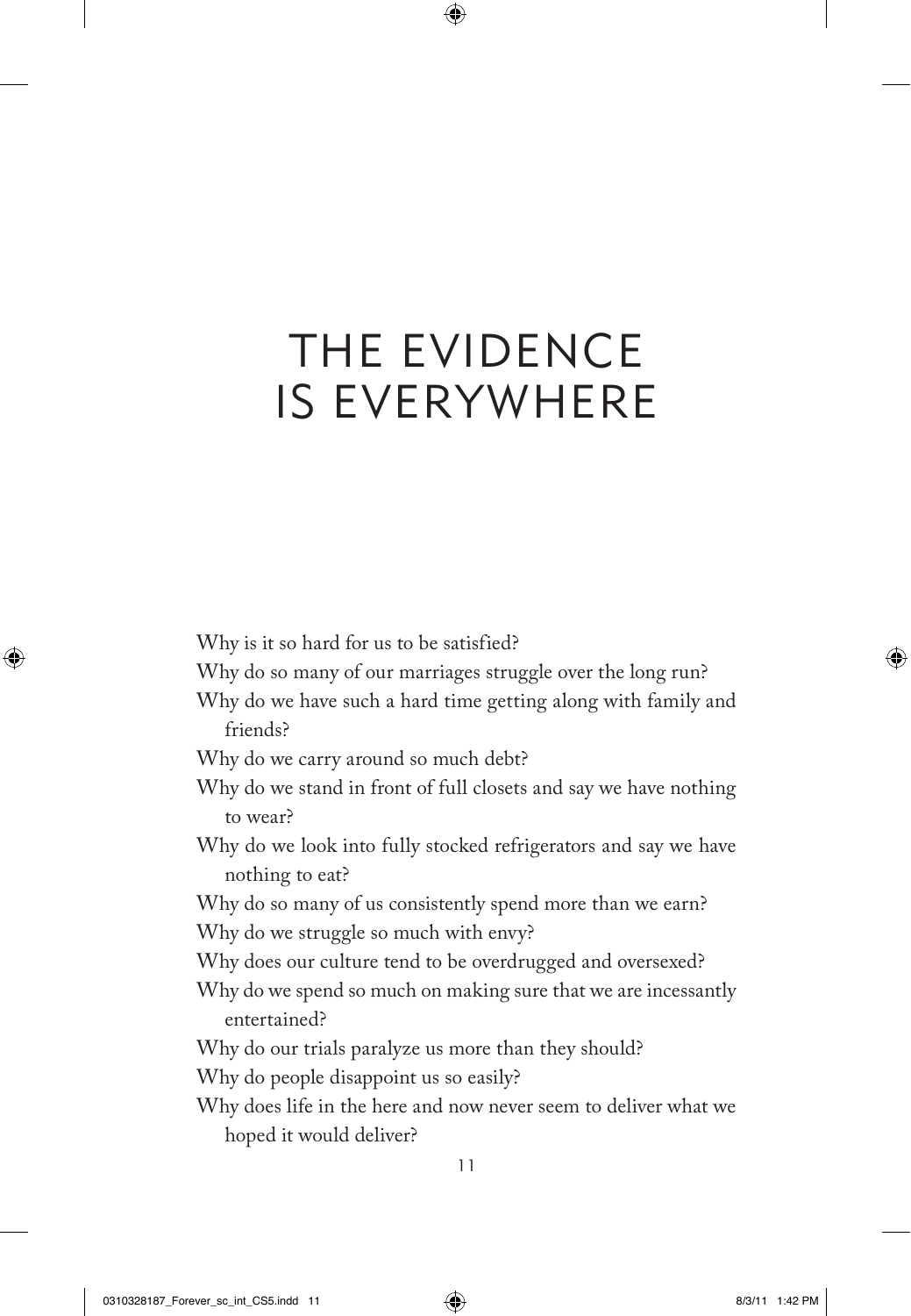# THE EVIDENCE IS EVERYWHERE

Why is it so hard for us to be satisfied?

Why do so many of our marriages struggle over the long run?

Why do we have such a hard time getting along with family and friends?

Why do we carry around so much debt?

Why do we stand in front of full closets and say we have nothing to wear?

Why do we look into fully stocked refrigerators and say we have nothing to eat?

Why do so many of us consistently spend more than we earn?

Why do we struggle so much with envy?

Why does our culture tend to be overdrugged and oversexed?

Why do we spend so much on making sure that we are incessantly entertained?

Why do our trials paralyze us more than they should?

Why do people disappoint us so easily?

Why does life in the here and now never seem to deliver what we hoped it would deliver?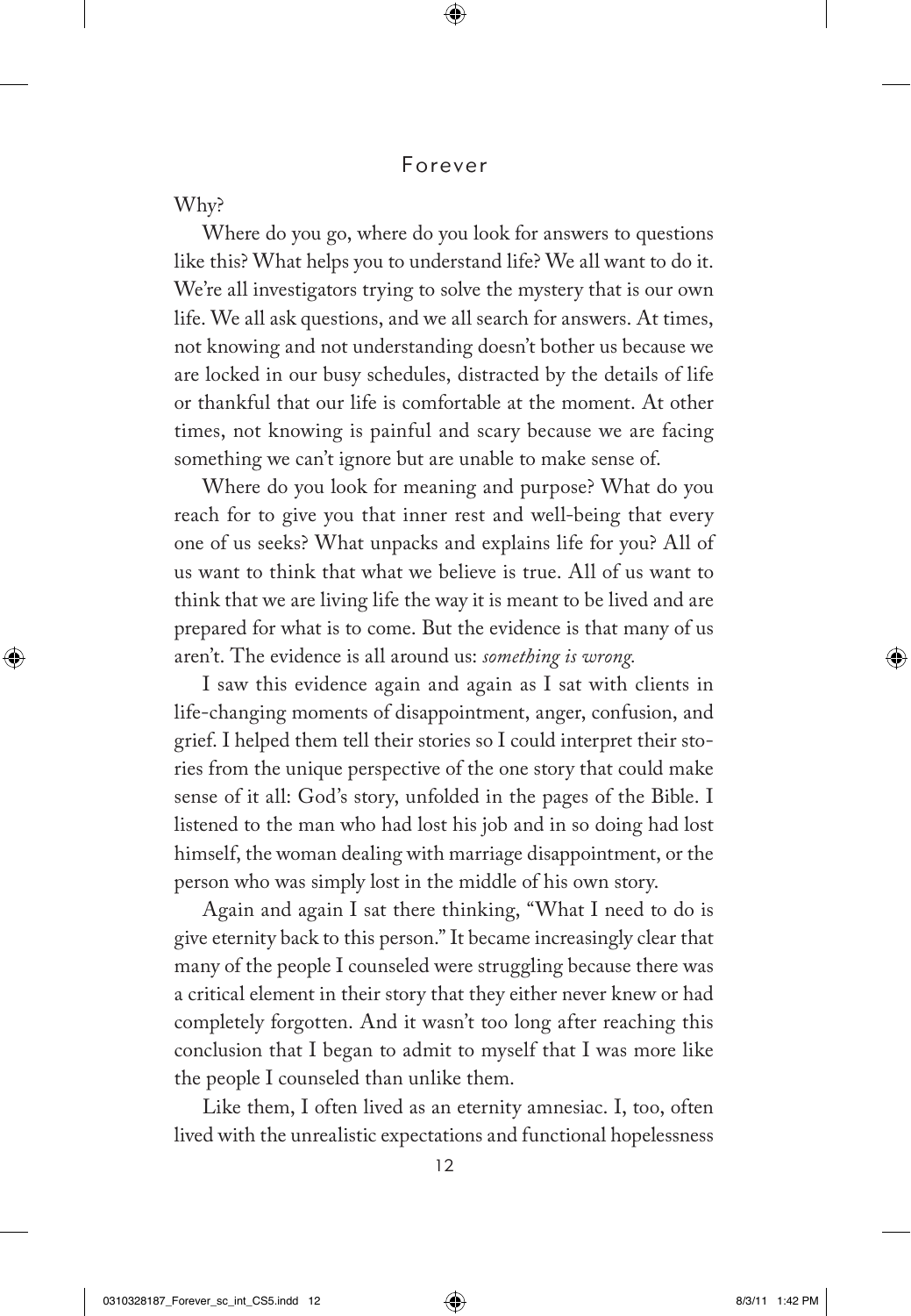Why?

Where do you go, where do you look for answers to questions like this? What helps you to understand life? We all want to do it. We're all investigators trying to solve the mystery that is our own life. We all ask questions, and we all search for answers. At times, not knowing and not understanding doesn't bother us because we are locked in our busy schedules, distracted by the details of life or thankful that our life is comfortable at the moment. At other times, not knowing is painful and scary because we are facing something we can't ignore but are unable to make sense of.

Where do you look for meaning and purpose? What do you reach for to give you that inner rest and well-being that every one of us seeks? What unpacks and explains life for you? All of us want to think that what we believe is true. All of us want to think that we are living life the way it is meant to be lived and are prepared for what is to come. But the evidence is that many of us aren't. The evidence is all around us: *something is wrong.*

I saw this evidence again and again as I sat with clients in life-changing moments of disappointment, anger, confusion, and grief. I helped them tell their stories so I could interpret their stories from the unique perspective of the one story that could make sense of it all: God's story, unfolded in the pages of the Bible. I listened to the man who had lost his job and in so doing had lost himself, the woman dealing with marriage disappointment, or the person who was simply lost in the middle of his own story.

Again and again I sat there thinking, "What I need to do is give eternity back to this person." It became increasingly clear that many of the people I counseled were struggling because there was a critical element in their story that they either never knew or had completely forgotten. And it wasn't too long after reaching this conclusion that I began to admit to myself that I was more like the people I counseled than unlike them.

Like them, I often lived as an eternity amnesiac. I, too, often lived with the unrealistic expectations and functional hopelessness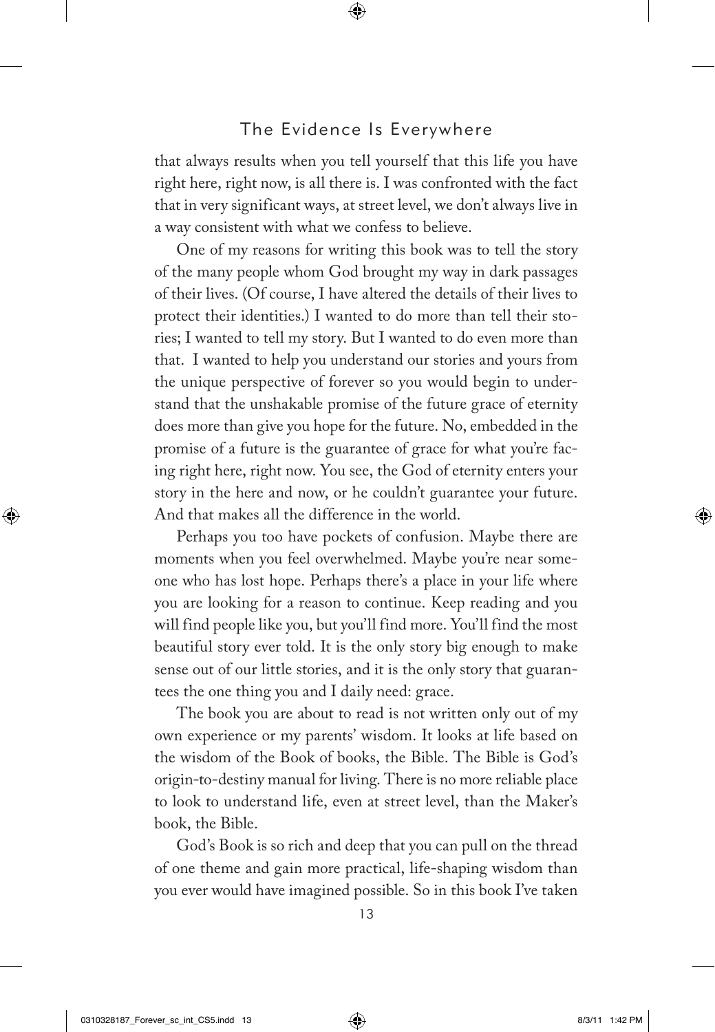that always results when you tell yourself that this life you have right here, right now, is all there is. I was confronted with the fact that in very significant ways, at street level, we don't always live in a way consistent with what we confess to believe.

One of my reasons for writing this book was to tell the story of the many people whom God brought my way in dark passages of their lives. (Of course, I have altered the details of their lives to protect their identities.) I wanted to do more than tell their stories; I wanted to tell my story. But I wanted to do even more than that. I wanted to help you understand our stories and yours from the unique perspective of forever so you would begin to understand that the unshakable promise of the future grace of eternity does more than give you hope for the future. No, embedded in the promise of a future is the guarantee of grace for what you're facing right here, right now. You see, the God of eternity enters your story in the here and now, or he couldn't guarantee your future. And that makes all the difference in the world.

Perhaps you too have pockets of confusion. Maybe there are moments when you feel overwhelmed. Maybe you're near someone who has lost hope. Perhaps there's a place in your life where you are looking for a reason to continue. Keep reading and you will find people like you, but you'll find more. You'll find the most beautiful story ever told. It is the only story big enough to make sense out of our little stories, and it is the only story that guarantees the one thing you and I daily need: grace.

The book you are about to read is not written only out of my own experience or my parents' wisdom. It looks at life based on the wisdom of the Book of books, the Bible. The Bible is God's origin-to-destiny manual for living. There is no more reliable place to look to understand life, even at street level, than the Maker's book, the Bible.

God's Book is so rich and deep that you can pull on the thread of one theme and gain more practical, life-shaping wisdom than you ever would have imagined possible. So in this book I've taken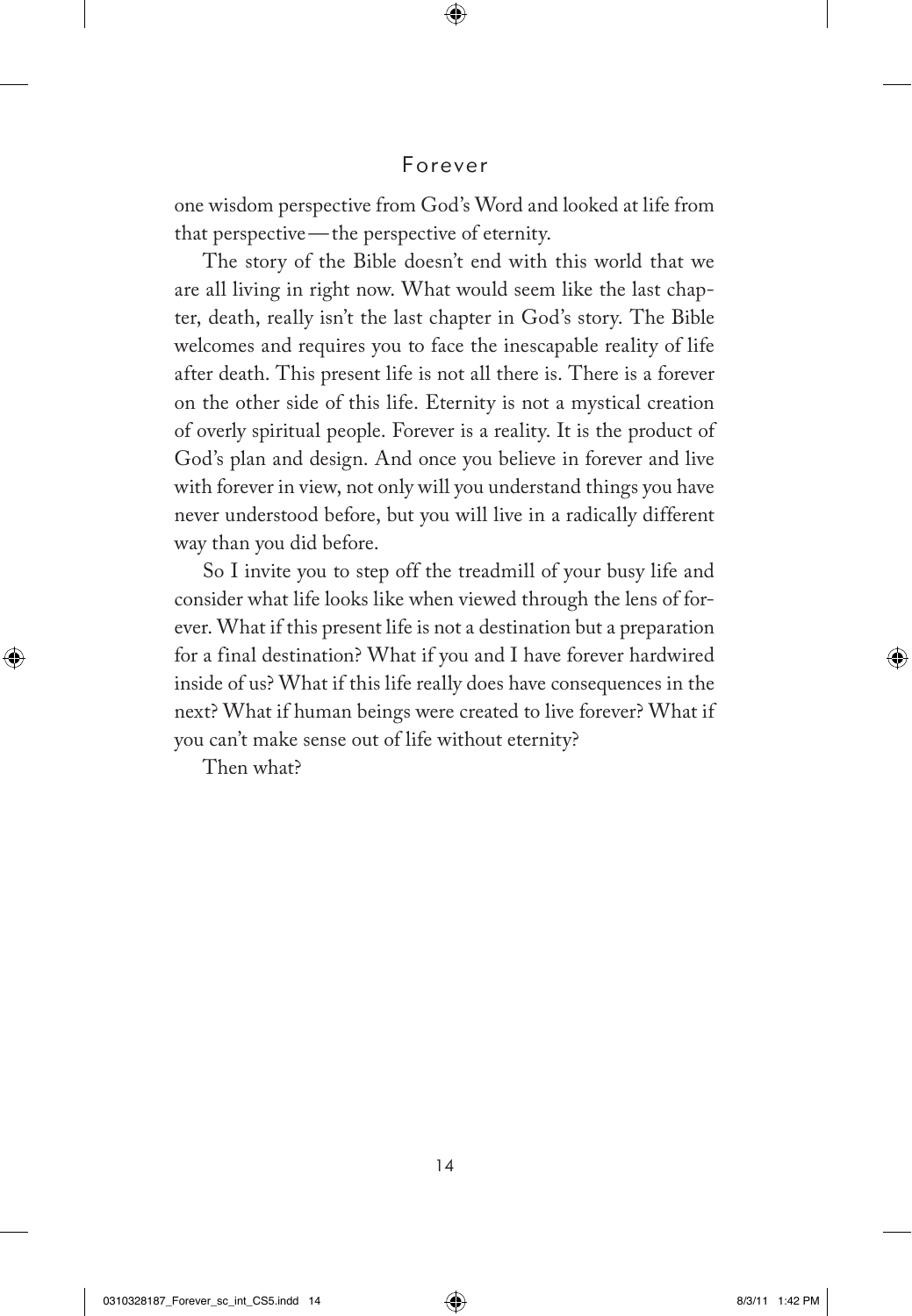one wisdom perspective from God's Word and looked at life from that perspective — the perspective of eternity.

The story of the Bible doesn't end with this world that we are all living in right now. What would seem like the last chapter, death, really isn't the last chapter in God's story. The Bible welcomes and requires you to face the inescapable reality of life after death. This present life is not all there is. There is a forever on the other side of this life. Eternity is not a mystical creation of overly spiritual people. Forever is a reality. It is the product of God's plan and design. And once you believe in forever and live with forever in view, not only will you understand things you have never understood before, but you will live in a radically different way than you did before.

So I invite you to step off the treadmill of your busy life and consider what life looks like when viewed through the lens of forever. What if this present life is not a destination but a preparation for a final destination? What if you and I have forever hardwired inside of us? What if this life really does have consequences in the next? What if human beings were created to live forever? What if you can't make sense out of life without eternity?

Then what?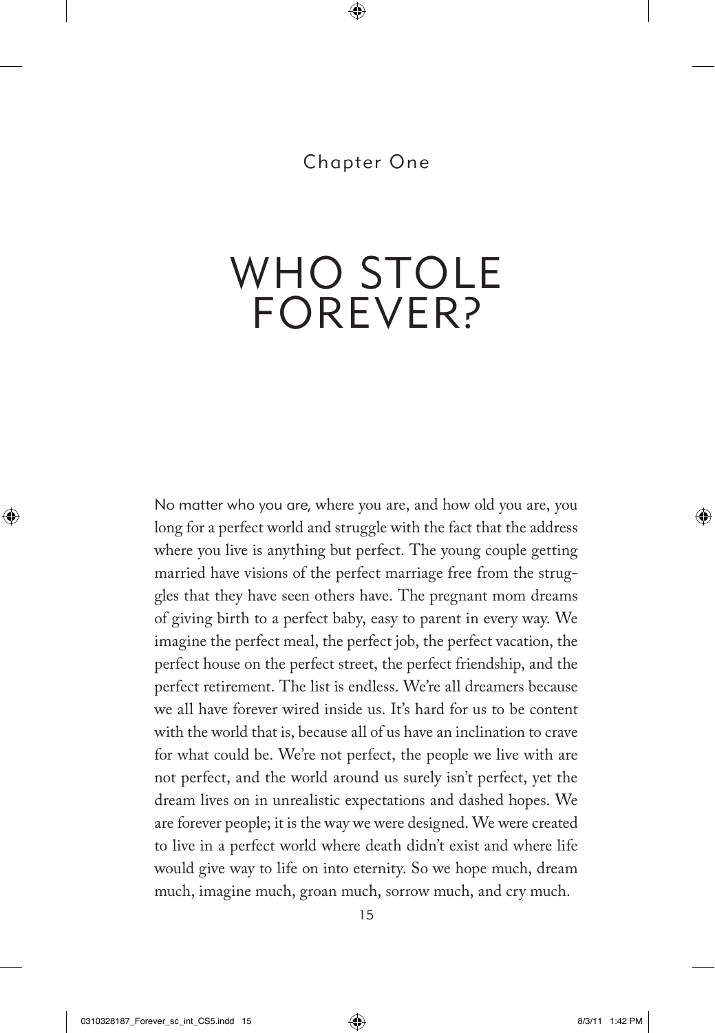Chapter One

# WHO STOLE FOREVER?

No matter who you are, where you are, and how old you are, you long for a perfect world and struggle with the fact that the address where you live is anything but perfect. The young couple getting married have visions of the perfect marriage free from the struggles that they have seen others have. The pregnant mom dreams of giving birth to a perfect baby, easy to parent in every way. We imagine the perfect meal, the perfect job, the perfect vacation, the perfect house on the perfect street, the perfect friendship, and the perfect retirement. The list is endless. We're all dreamers because we all have forever wired inside us. It's hard for us to be content with the world that is, because all of us have an inclination to crave for what could be. We're not perfect, the people we live with are not perfect, and the world around us surely isn't perfect, yet the dream lives on in unrealistic expectations and dashed hopes. We are forever people; it is the way we were designed. We were created to live in a perfect world where death didn't exist and where life would give way to life on into eternity. So we hope much, dream much, imagine much, groan much, sorrow much, and cry much.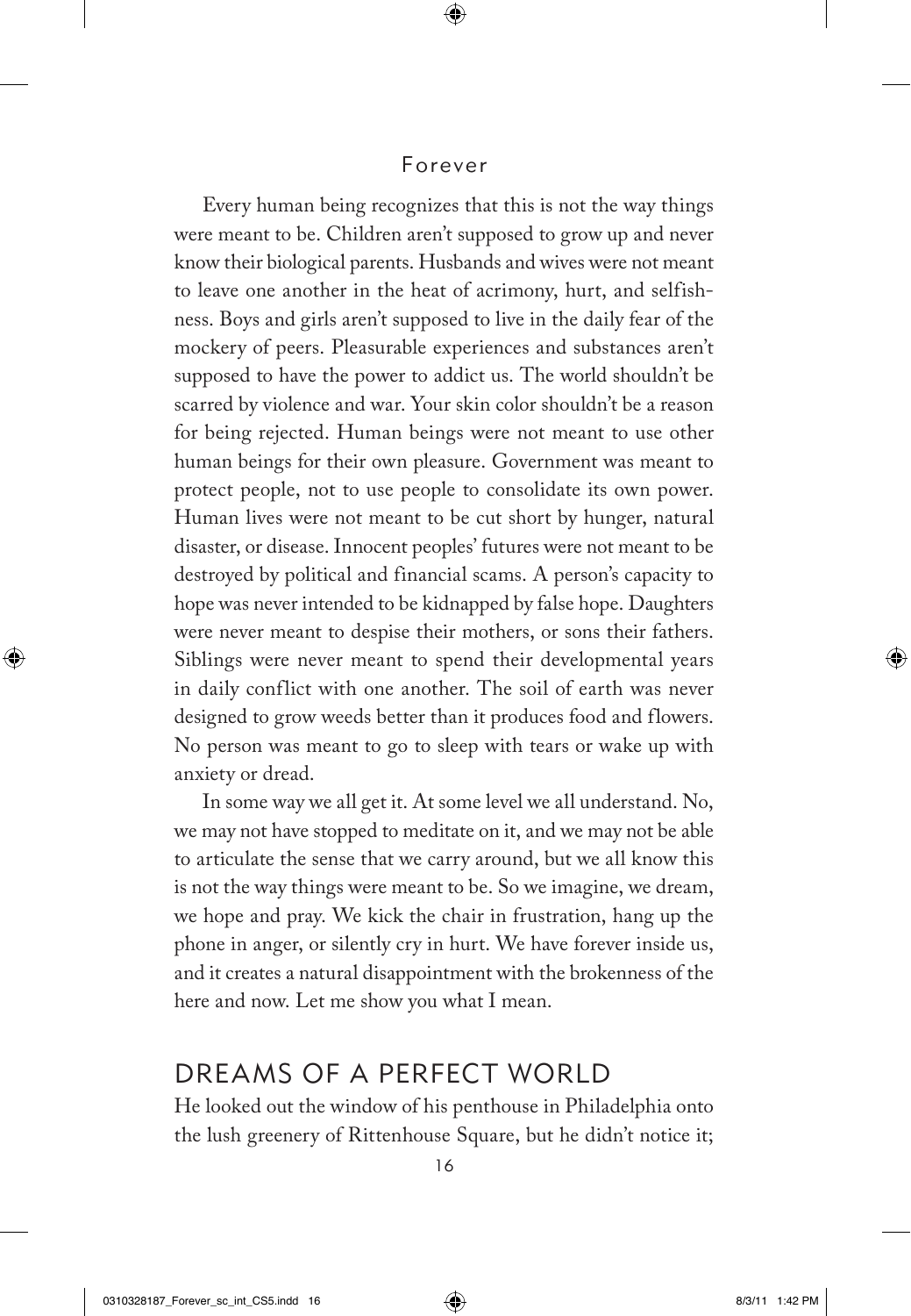Every human being recognizes that this is not the way things were meant to be. Children aren't supposed to grow up and never know their biological parents. Husbands and wives were not meant to leave one another in the heat of acrimony, hurt, and selfishness. Boys and girls aren't supposed to live in the daily fear of the mockery of peers. Pleasurable experiences and substances aren't supposed to have the power to addict us. The world shouldn't be scarred by violence and war. Your skin color shouldn't be a reason for being rejected. Human beings were not meant to use other human beings for their own pleasure. Government was meant to protect people, not to use people to consolidate its own power. Human lives were not meant to be cut short by hunger, natural disaster, or disease. Innocent peoples' futures were not meant to be destroyed by political and financial scams. A person's capacity to hope was never intended to be kidnapped by false hope. Daughters were never meant to despise their mothers, or sons their fathers. Siblings were never meant to spend their developmental years in daily conflict with one another. The soil of earth was never designed to grow weeds better than it produces food and flowers. No person was meant to go to sleep with tears or wake up with anxiety or dread.

In some way we all get it. At some level we all understand. No, we may not have stopped to meditate on it, and we may not be able to articulate the sense that we carry around, but we all know this is not the way things were meant to be. So we imagine, we dream, we hope and pray. We kick the chair in frustration, hang up the phone in anger, or silently cry in hurt. We have forever inside us, and it creates a natural disappointment with the brokenness of the here and now. Let me show you what I mean.

## DREAMS OF A PERFECT WORLD

He looked out the window of his penthouse in Philadelphia onto the lush greenery of Rittenhouse Square, but he didn't notice it;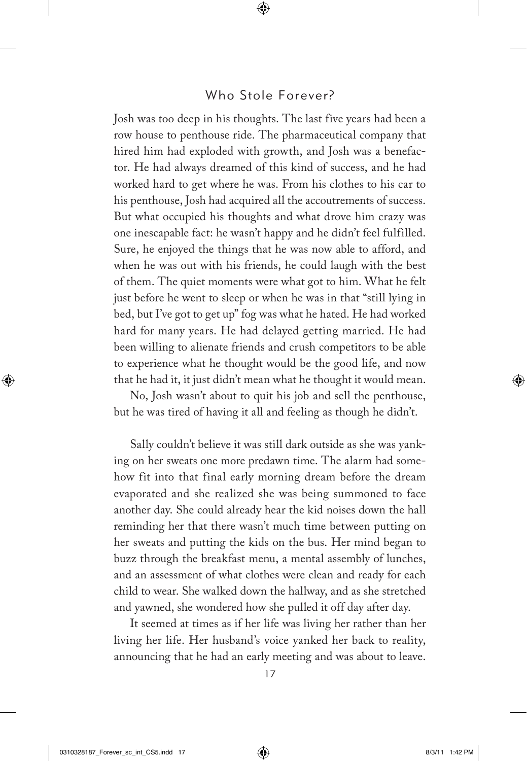Josh was too deep in his thoughts. The last five years had been a row house to penthouse ride. The pharmaceutical company that hired him had exploded with growth, and Josh was a benefactor. He had always dreamed of this kind of success, and he had worked hard to get where he was. From his clothes to his car to his penthouse, Josh had acquired all the accoutrements of success. But what occupied his thoughts and what drove him crazy was one inescapable fact: he wasn't happy and he didn't feel fulfilled. Sure, he enjoyed the things that he was now able to afford, and when he was out with his friends, he could laugh with the best of them. The quiet moments were what got to him. What he felt just before he went to sleep or when he was in that "still lying in bed, but I've got to get up" fog was what he hated. He had worked hard for many years. He had delayed getting married. He had been willing to alienate friends and crush competitors to be able to experience what he thought would be the good life, and now that he had it, it just didn't mean what he thought it would mean.

No, Josh wasn't about to quit his job and sell the penthouse, but he was tired of having it all and feeling as though he didn't.

Sally couldn't believe it was still dark outside as she was yanking on her sweats one more predawn time. The alarm had somehow fit into that final early morning dream before the dream evaporated and she realized she was being summoned to face another day. She could already hear the kid noises down the hall reminding her that there wasn't much time between putting on her sweats and putting the kids on the bus. Her mind began to buzz through the breakfast menu, a mental assembly of lunches, and an assessment of what clothes were clean and ready for each child to wear. She walked down the hallway, and as she stretched and yawned, she wondered how she pulled it off day after day.

It seemed at times as if her life was living her rather than her living her life. Her husband's voice yanked her back to reality, announcing that he had an early meeting and was about to leave.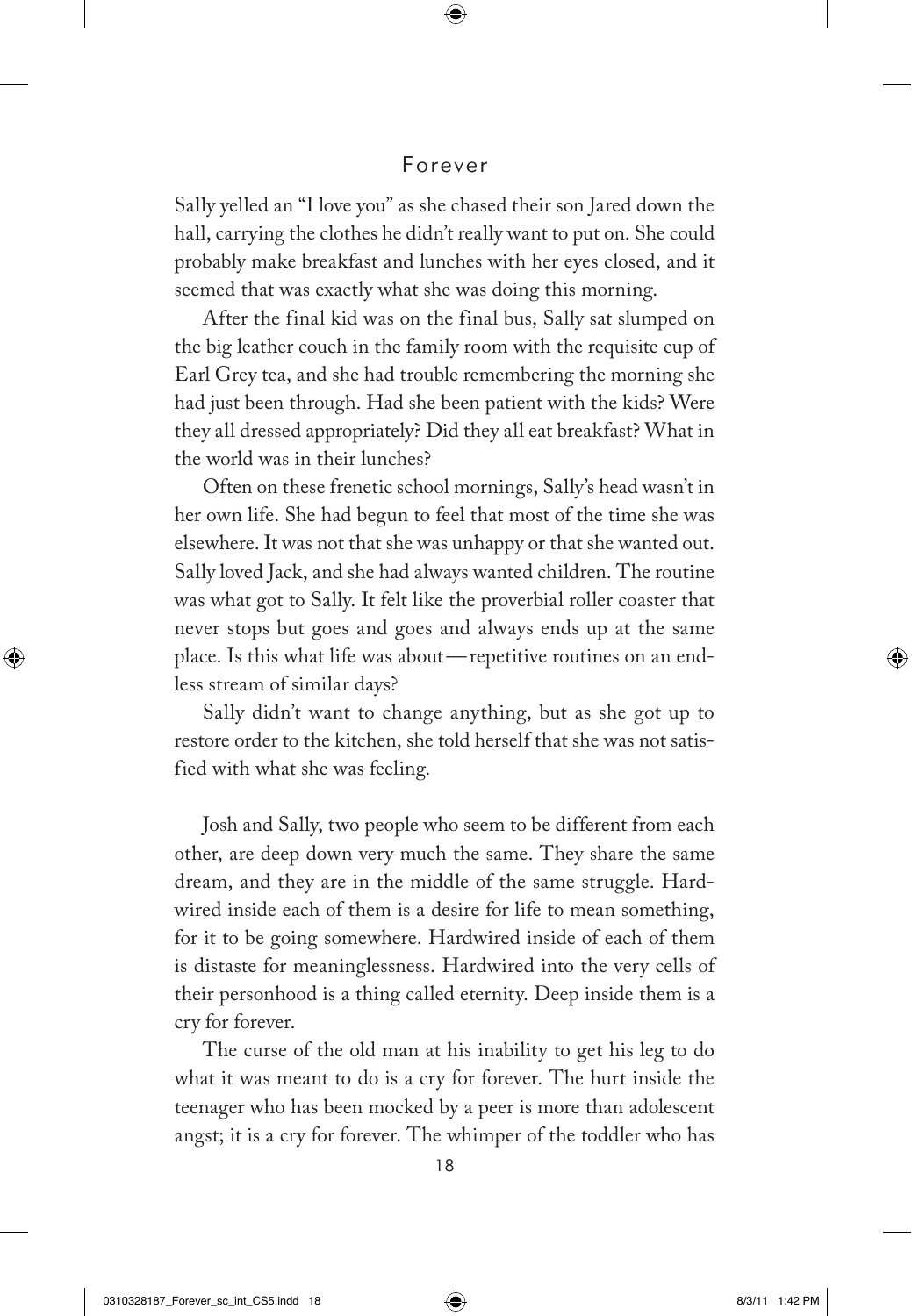Sally yelled an "I love you" as she chased their son Jared down the hall, carrying the clothes he didn't really want to put on. She could probably make breakfast and lunches with her eyes closed, and it seemed that was exactly what she was doing this morning.

After the final kid was on the final bus, Sally sat slumped on the big leather couch in the family room with the requisite cup of Earl Grey tea, and she had trouble remembering the morning she had just been through. Had she been patient with the kids? Were they all dressed appropriately? Did they all eat breakfast? What in the world was in their lunches?

Often on these frenetic school mornings, Sally's head wasn't in her own life. She had begun to feel that most of the time she was elsewhere. It was not that she was unhappy or that she wanted out. Sally loved Jack, and she had always wanted children. The routine was what got to Sally. It felt like the proverbial roller coaster that never stops but goes and goes and always ends up at the same place. Is this what life was about — repetitive routines on an endless stream of similar days?

Sally didn't want to change anything, but as she got up to restore order to the kitchen, she told herself that she was not satisfied with what she was feeling.

Josh and Sally, two people who seem to be different from each other, are deep down very much the same. They share the same dream, and they are in the middle of the same struggle. Hardwired inside each of them is a desire for life to mean something, for it to be going somewhere. Hardwired inside of each of them is distaste for meaninglessness. Hardwired into the very cells of their personhood is a thing called eternity. Deep inside them is a cry for forever.

The curse of the old man at his inability to get his leg to do what it was meant to do is a cry for forever. The hurt inside the teenager who has been mocked by a peer is more than adolescent angst; it is a cry for forever. The whimper of the toddler who has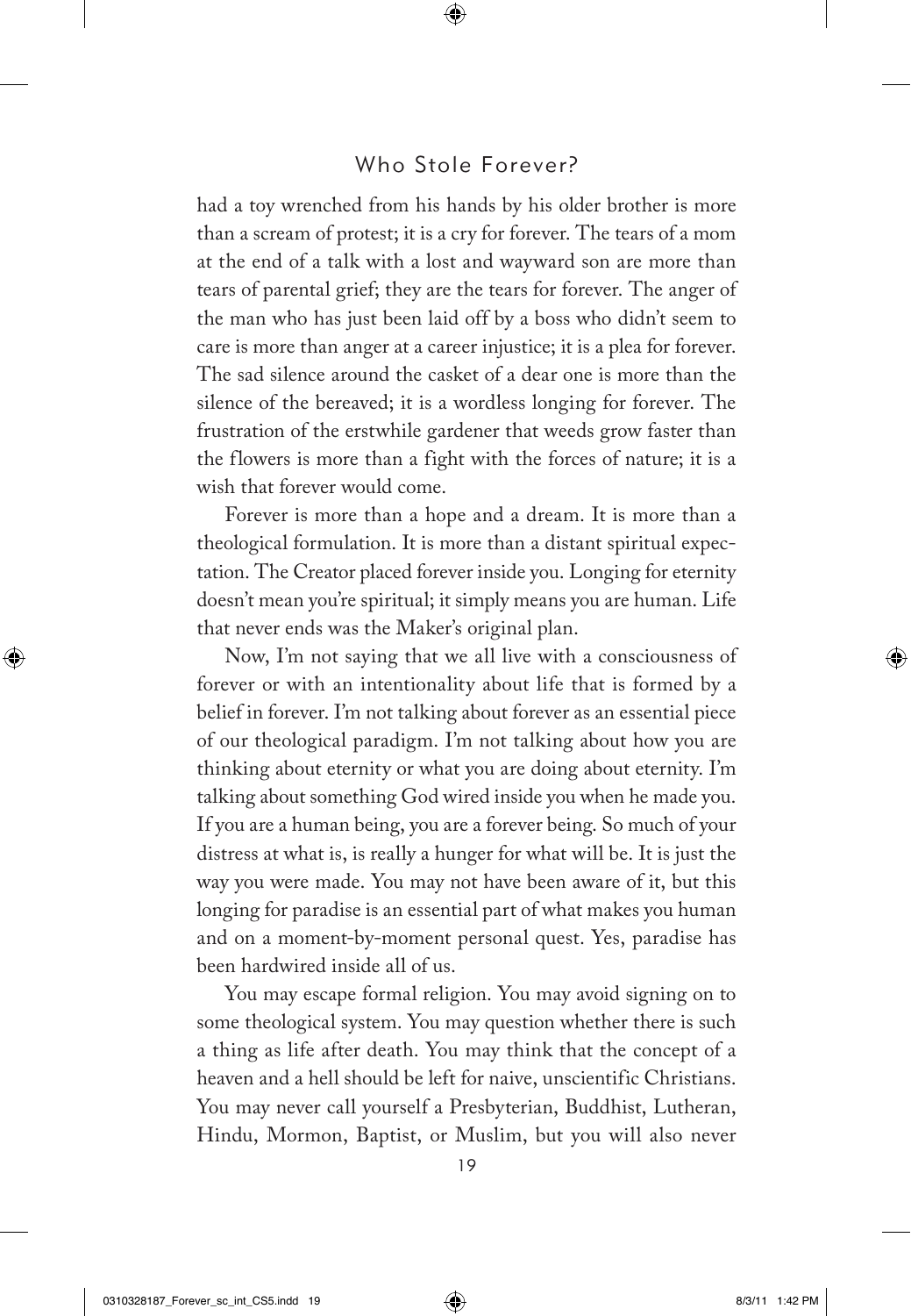had a toy wrenched from his hands by his older brother is more than a scream of protest; it is a cry for forever. The tears of a mom at the end of a talk with a lost and wayward son are more than tears of parental grief; they are the tears for forever. The anger of the man who has just been laid off by a boss who didn't seem to care is more than anger at a career injustice; it is a plea for forever. The sad silence around the casket of a dear one is more than the silence of the bereaved; it is a wordless longing for forever. The frustration of the erstwhile gardener that weeds grow faster than the flowers is more than a fight with the forces of nature; it is a wish that forever would come.

Forever is more than a hope and a dream. It is more than a theological formulation. It is more than a distant spiritual expectation. The Creator placed forever inside you. Longing for eternity doesn't mean you're spiritual; it simply means you are human. Life that never ends was the Maker's original plan.

Now, I'm not saying that we all live with a consciousness of forever or with an intentionality about life that is formed by a belief in forever. I'm not talking about forever as an essential piece of our theological paradigm. I'm not talking about how you are thinking about eternity or what you are doing about eternity. I'm talking about something God wired inside you when he made you. If you are a human being, you are a forever being. So much of your distress at what is, is really a hunger for what will be. It is just the way you were made. You may not have been aware of it, but this longing for paradise is an essential part of what makes you human and on a moment-by-moment personal quest. Yes, paradise has been hardwired inside all of us.

You may escape formal religion. You may avoid signing on to some theological system. You may question whether there is such a thing as life after death. You may think that the concept of a heaven and a hell should be left for naive, unscientific Christians. You may never call yourself a Presbyterian, Buddhist, Lutheran, Hindu, Mormon, Baptist, or Muslim, but you will also never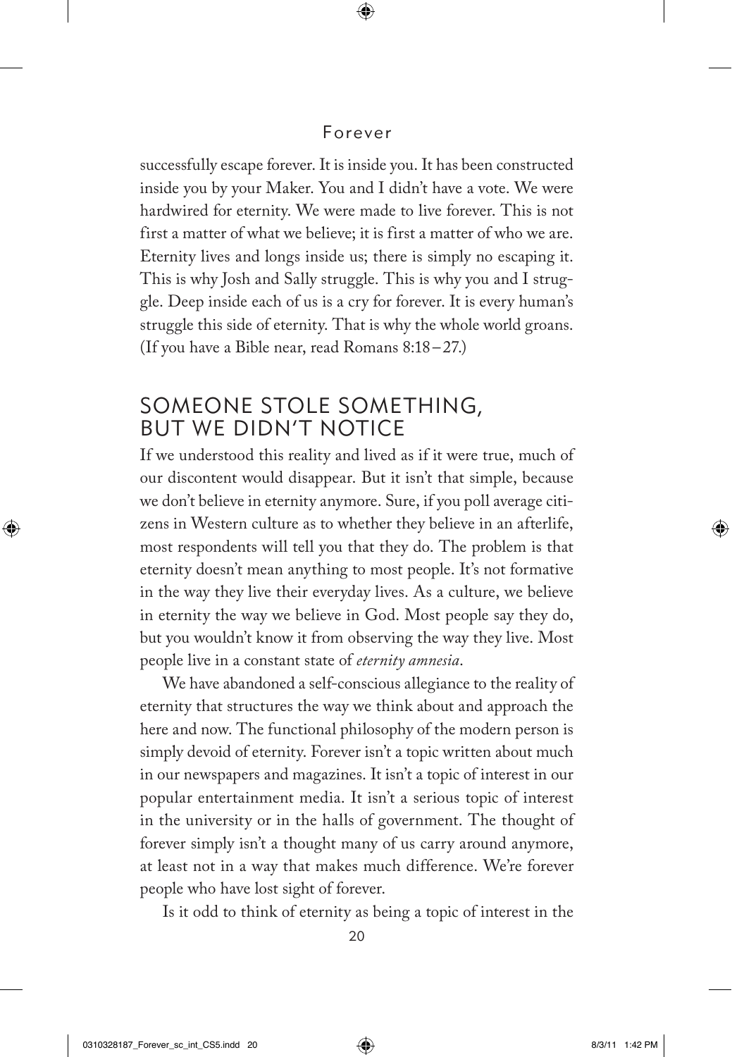successfully escape forever. It is inside you. It has been constructed inside you by your Maker. You and I didn't have a vote. We were hardwired for eternity. We were made to live forever. This is not first a matter of what we believe; it is first a matter of who we are. Eternity lives and longs inside us; there is simply no escaping it. This is why Josh and Sally struggle. This is why you and I struggle. Deep inside each of us is a cry for forever. It is every human's struggle this side of eternity. That is why the whole world groans. (If you have a Bible near, read Romans 8:18 – 27.)

## SOMEONE STOLE SOMETHING, BUT WE DIDN'T NOTICE

If we understood this reality and lived as if it were true, much of our discontent would disappear. But it isn't that simple, because we don't believe in eternity anymore. Sure, if you poll average citizens in Western culture as to whether they believe in an afterlife, most respondents will tell you that they do. The problem is that eternity doesn't mean anything to most people. It's not formative in the way they live their everyday lives. As a culture, we believe in eternity the way we believe in God. Most people say they do, but you wouldn't know it from observing the way they live. Most people live in a constant state of *eternity amnesia*.

We have abandoned a self-conscious allegiance to the reality of eternity that structures the way we think about and approach the here and now. The functional philosophy of the modern person is simply devoid of eternity. Forever isn't a topic written about much in our newspapers and magazines. It isn't a topic of interest in our popular entertainment media. It isn't a serious topic of interest in the university or in the halls of government. The thought of forever simply isn't a thought many of us carry around anymore, at least not in a way that makes much difference. We're forever people who have lost sight of forever.

Is it odd to think of eternity as being a topic of interest in the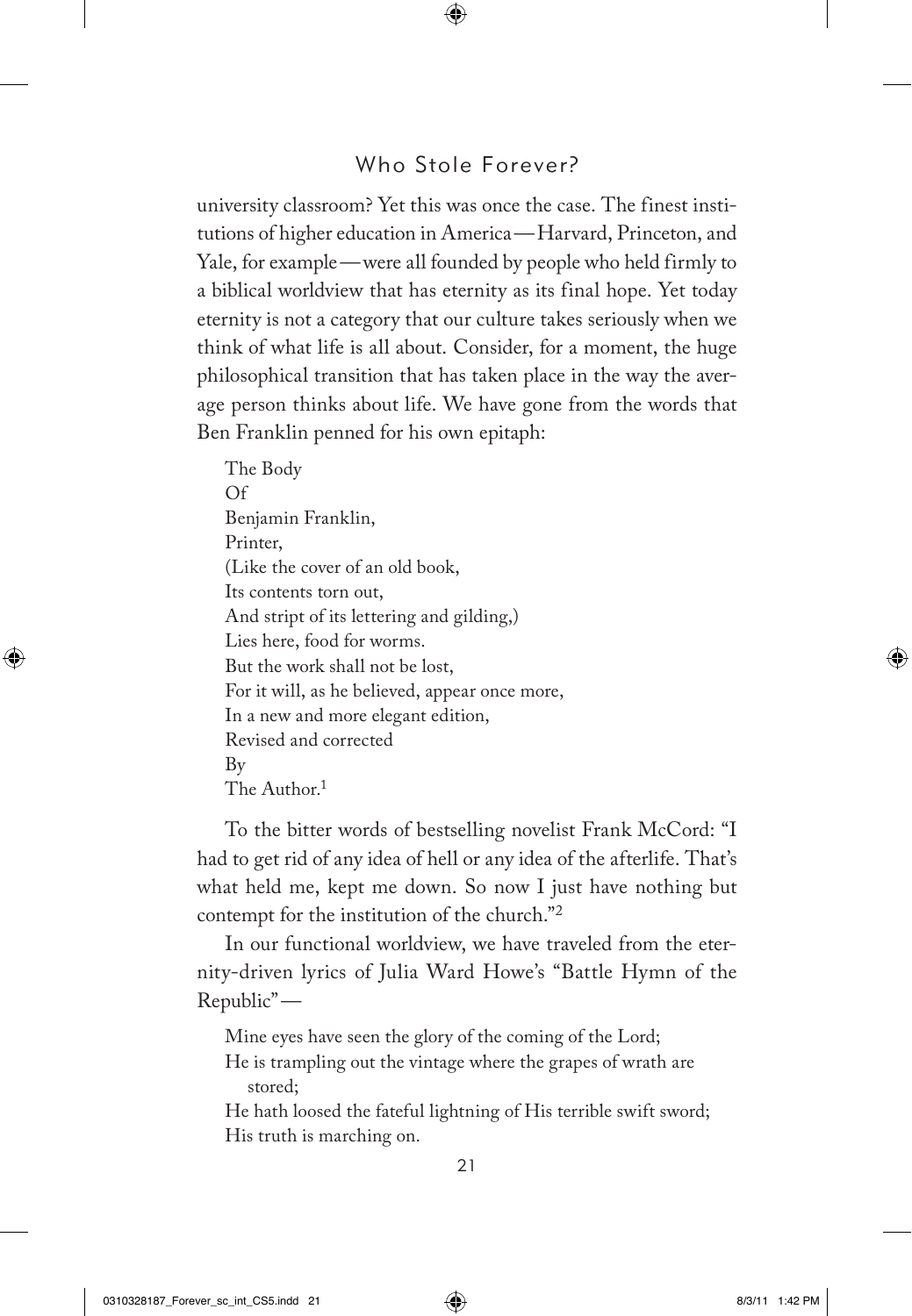university classroom? Yet this was once the case. The finest institutions of higher education in America—Harvard, Princeton, and Yale, for example—were all founded by people who held firmly to a biblical worldview that has eternity as its final hope. Yet today eternity is not a category that our culture takes seriously when we think of what life is all about. Consider, for a moment, the huge philosophical transition that has taken place in the way the average person thinks about life. We have gone from the words that Ben Franklin penned for his own epitaph:

> The Body
> Of
> Benjamin Franklin,
> Printer,
> (Like the cover of an old book,
> Its contents torn out,
> And stript of its lettering and gilding,)
> Lies here, food for worms.
> But the work shall not be lost,
> For it will, as he believed, appear once more,
> In a new and more elegant edition,
> Revised and corrected
> By
> The Author.[1]

To the bitter words of bestselling novelist Frank McCord: "I had to get rid of any idea of hell or any idea of the afterlife. That's what held me, kept me down. So now I just have nothing but contempt for the institution of the church."[2]

In our functional worldview, we have traveled from the eternity-driven lyrics of Julia Ward Howe's "Battle Hymn of the Republic"—

> Mine eyes have seen the glory of the coming of the Lord;
> He is trampling out the vintage where the grapes of wrath are stored;
> He hath loosed the fateful lightning of His terrible swift sword;
> His truth is marching on.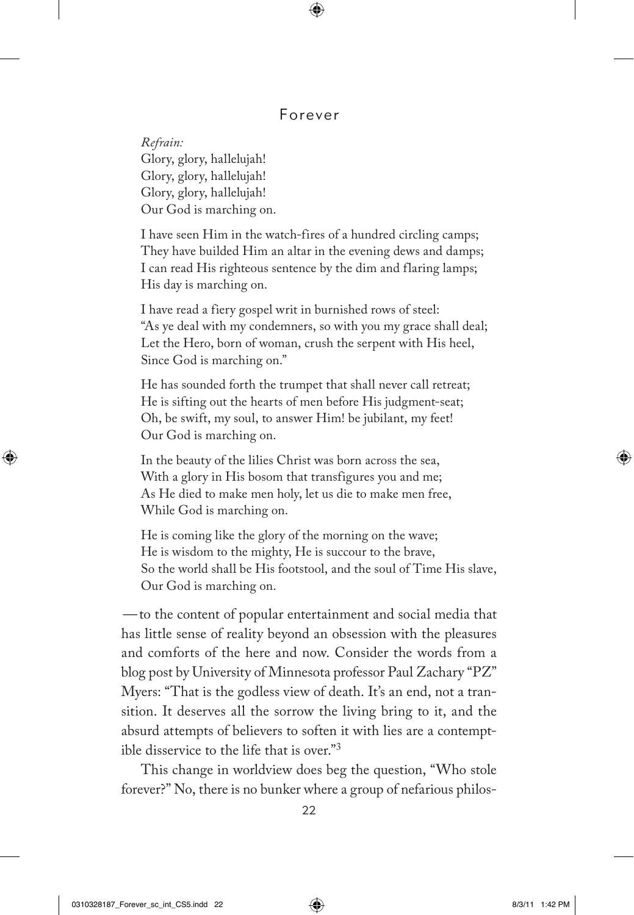*Refrain:*
Glory, glory, hallelujah!
Glory, glory, hallelujah!
Glory, glory, hallelujah!
Our God is marching on.

I have seen Him in the watch-fires of a hundred circling camps;
They have builded Him an altar in the evening dews and damps;
I can read His righteous sentence by the dim and flaring lamps;
His day is marching on.

I have read a fiery gospel writ in burnished rows of steel:
"As ye deal with my condemners, so with you my grace shall deal;
Let the Hero, born of woman, crush the serpent with His heel,
Since God is marching on."

He has sounded forth the trumpet that shall never call retreat;
He is sifting out the hearts of men before His judgment-seat;
Oh, be swift, my soul, to answer Him! be jubilant, my feet!
Our God is marching on.

In the beauty of the lilies Christ was born across the sea,
With a glory in His bosom that transfigures you and me;
As He died to make men holy, let us die to make men free,
While God is marching on.

He is coming like the glory of the morning on the wave;
He is wisdom to the mighty, He is succour to the brave,
So the world shall be His footstool, and the soul of Time His slave,
Our God is marching on.

—to the content of popular entertainment and social media that has little sense of reality beyond an obsession with the pleasures and comforts of the here and now. Consider the words from a blog post by University of Minnesota professor Paul Zachary "PZ" Myers: "That is the godless view of death. It's an end, not a transition. It deserves all the sorrow the living bring to it, and the absurd attempts of believers to soften it with lies are a contemptible disservice to the life that is over."[3]

This change in worldview does beg the question, "Who stole forever?" No, there is no bunker where a group of nefarious philos-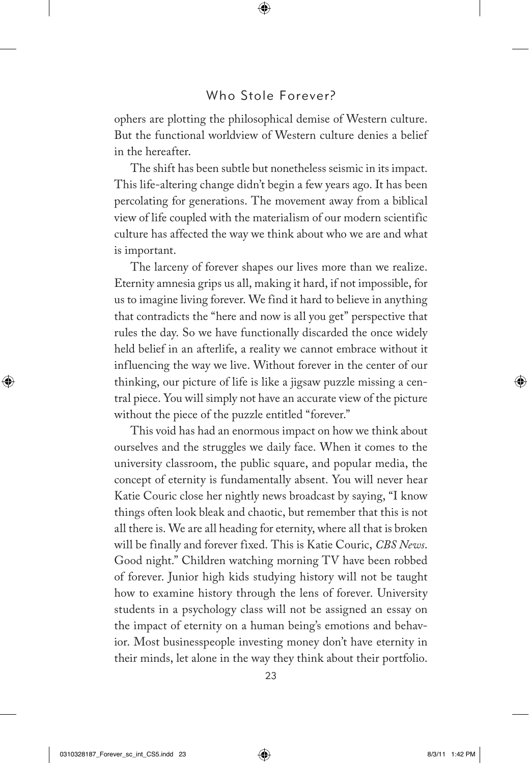ophers are plotting the philosophical demise of Western culture. But the functional worldview of Western culture denies a belief in the hereafter.

The shift has been subtle but nonetheless seismic in its impact. This life-altering change didn't begin a few years ago. It has been percolating for generations. The movement away from a biblical view of life coupled with the materialism of our modern scientific culture has affected the way we think about who we are and what is important.

The larceny of forever shapes our lives more than we realize. Eternity amnesia grips us all, making it hard, if not impossible, for us to imagine living forever. We find it hard to believe in anything that contradicts the "here and now is all you get" perspective that rules the day. So we have functionally discarded the once widely held belief in an afterlife, a reality we cannot embrace without it influencing the way we live. Without forever in the center of our thinking, our picture of life is like a jigsaw puzzle missing a central piece. You will simply not have an accurate view of the picture without the piece of the puzzle entitled "forever."

This void has had an enormous impact on how we think about ourselves and the struggles we daily face. When it comes to the university classroom, the public square, and popular media, the concept of eternity is fundamentally absent. You will never hear Katie Couric close her nightly news broadcast by saying, "I know things often look bleak and chaotic, but remember that this is not all there is. We are all heading for eternity, where all that is broken will be finally and forever fixed. This is Katie Couric, *CBS News*. Good night." Children watching morning TV have been robbed of forever. Junior high kids studying history will not be taught how to examine history through the lens of forever. University students in a psychology class will not be assigned an essay on the impact of eternity on a human being's emotions and behavior. Most businesspeople investing money don't have eternity in their minds, let alone in the way they think about their portfolio.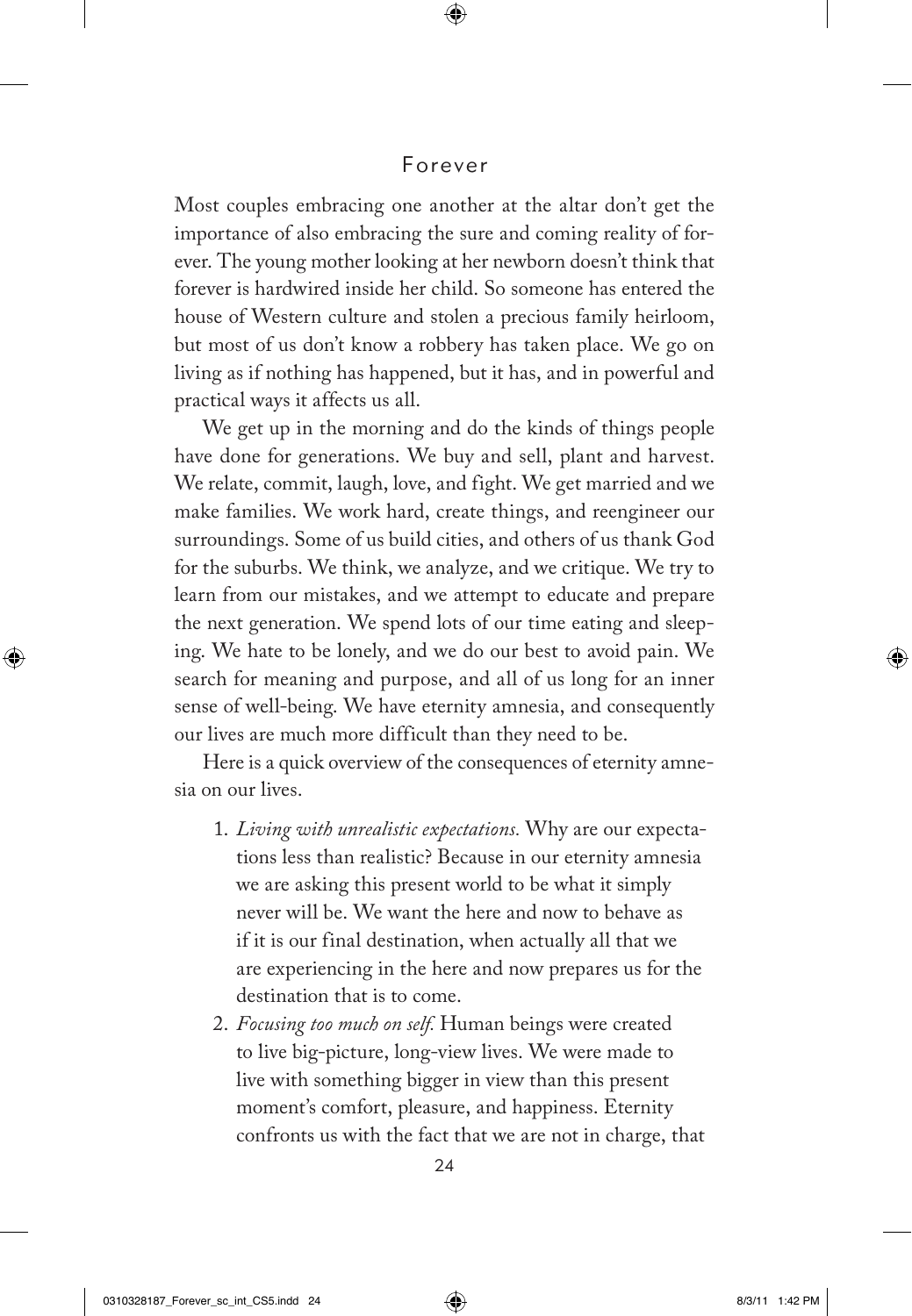Most couples embracing one another at the altar don't get the importance of also embracing the sure and coming reality of forever. The young mother looking at her newborn doesn't think that forever is hardwired inside her child. So someone has entered the house of Western culture and stolen a precious family heirloom, but most of us don't know a robbery has taken place. We go on living as if nothing has happened, but it has, and in powerful and practical ways it affects us all.

We get up in the morning and do the kinds of things people have done for generations. We buy and sell, plant and harvest. We relate, commit, laugh, love, and fight. We get married and we make families. We work hard, create things, and reengineer our surroundings. Some of us build cities, and others of us thank God for the suburbs. We think, we analyze, and we critique. We try to learn from our mistakes, and we attempt to educate and prepare the next generation. We spend lots of our time eating and sleeping. We hate to be lonely, and we do our best to avoid pain. We search for meaning and purpose, and all of us long for an inner sense of well-being. We have eternity amnesia, and consequently our lives are much more difficult than they need to be.

Here is a quick overview of the consequences of eternity amnesia on our lives.

1. *Living with unrealistic expectations.* Why are our expectations less than realistic? Because in our eternity amnesia we are asking this present world to be what it simply never will be. We want the here and now to behave as if it is our final destination, when actually all that we are experiencing in the here and now prepares us for the destination that is to come.
2. *Focusing too much on self.* Human beings were created to live big-picture, long-view lives. We were made to live with something bigger in view than this present moment's comfort, pleasure, and happiness. Eternity confronts us with the fact that we are not in charge, that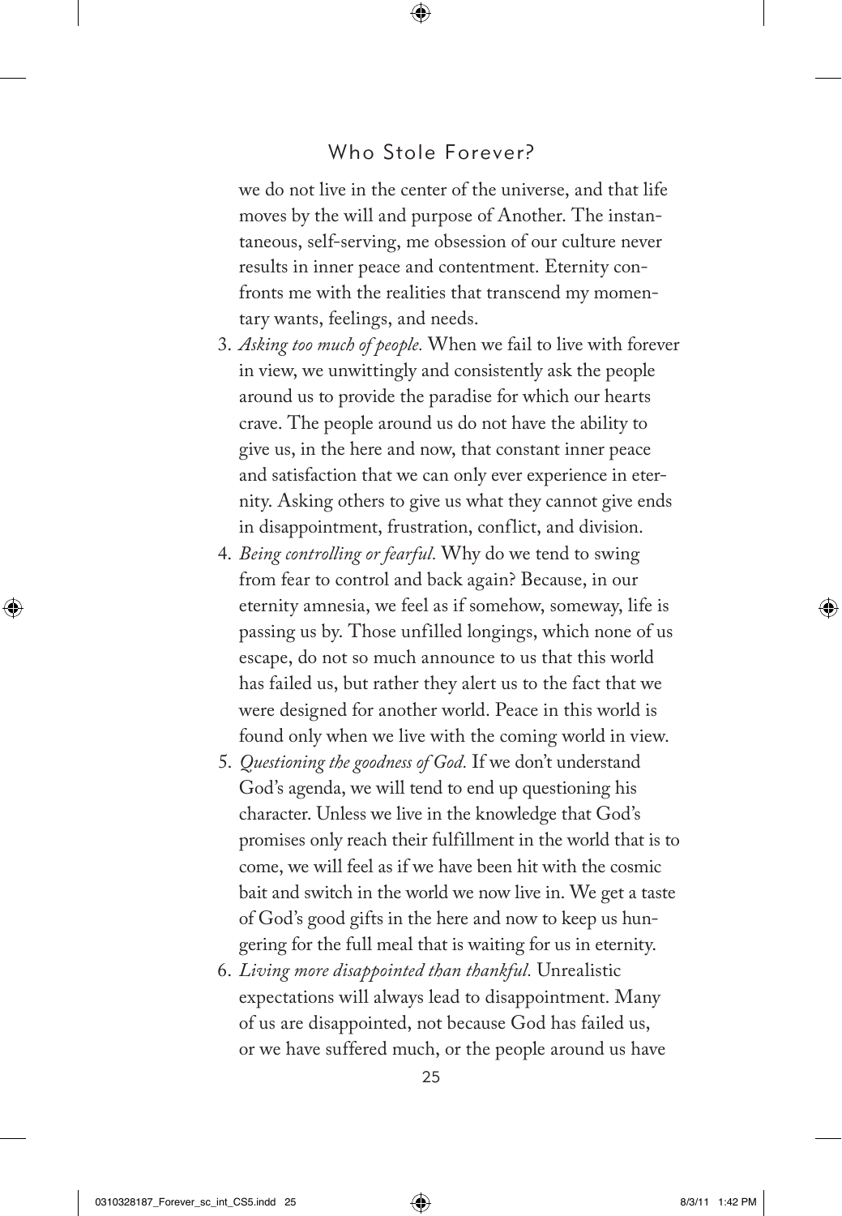we do not live in the center of the universe, and that life moves by the will and purpose of Another. The instantaneous, self-serving, me obsession of our culture never results in inner peace and contentment. Eternity confronts me with the realities that transcend my momentary wants, feelings, and needs.

3. *Asking too much of people.* When we fail to live with forever in view, we unwittingly and consistently ask the people around us to provide the paradise for which our hearts crave. The people around us do not have the ability to give us, in the here and now, that constant inner peace and satisfaction that we can only ever experience in eternity. Asking others to give us what they cannot give ends in disappointment, frustration, conflict, and division.
4. *Being controlling or fearful.* Why do we tend to swing from fear to control and back again? Because, in our eternity amnesia, we feel as if somehow, someway, life is passing us by. Those unfilled longings, which none of us escape, do not so much announce to us that this world has failed us, but rather they alert us to the fact that we were designed for another world. Peace in this world is found only when we live with the coming world in view.
5. *Questioning the goodness of God.* If we don't understand God's agenda, we will tend to end up questioning his character. Unless we live in the knowledge that God's promises only reach their fulfillment in the world that is to come, we will feel as if we have been hit with the cosmic bait and switch in the world we now live in. We get a taste of God's good gifts in the here and now to keep us hungering for the full meal that is waiting for us in eternity.
6. *Living more disappointed than thankful.* Unrealistic expectations will always lead to disappointment. Many of us are disappointed, not because God has failed us, or we have suffered much, or the people around us have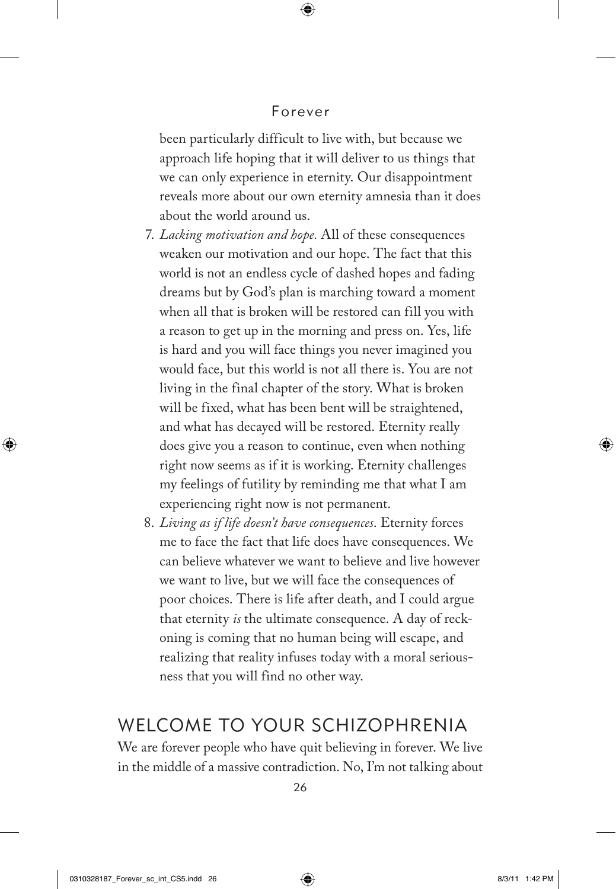been particularly difficult to live with, but because we approach life hoping that it will deliver to us things that we can only experience in eternity. Our disappointment reveals more about our own eternity amnesia than it does about the world around us.

7. *Lacking motivation and hope.* All of these consequences weaken our motivation and our hope. The fact that this world is not an endless cycle of dashed hopes and fading dreams but by God's plan is marching toward a moment when all that is broken will be restored can fill you with a reason to get up in the morning and press on. Yes, life is hard and you will face things you never imagined you would face, but this world is not all there is. You are not living in the final chapter of the story. What is broken will be fixed, what has been bent will be straightened, and what has decayed will be restored. Eternity really does give you a reason to continue, even when nothing right now seems as if it is working. Eternity challenges my feelings of futility by reminding me that what I am experiencing right now is not permanent.
8. *Living as if life doesn't have consequences.* Eternity forces me to face the fact that life does have consequences. We can believe whatever we want to believe and live however we want to live, but we will face the consequences of poor choices. There is life after death, and I could argue that eternity *is* the ultimate consequence. A day of reckoning is coming that no human being will escape, and realizing that reality infuses today with a moral seriousness that you will find no other way.

## WELCOME TO YOUR SCHIZOPHRENIA

We are forever people who have quit believing in forever. We live in the middle of a massive contradiction. No, I'm not talking about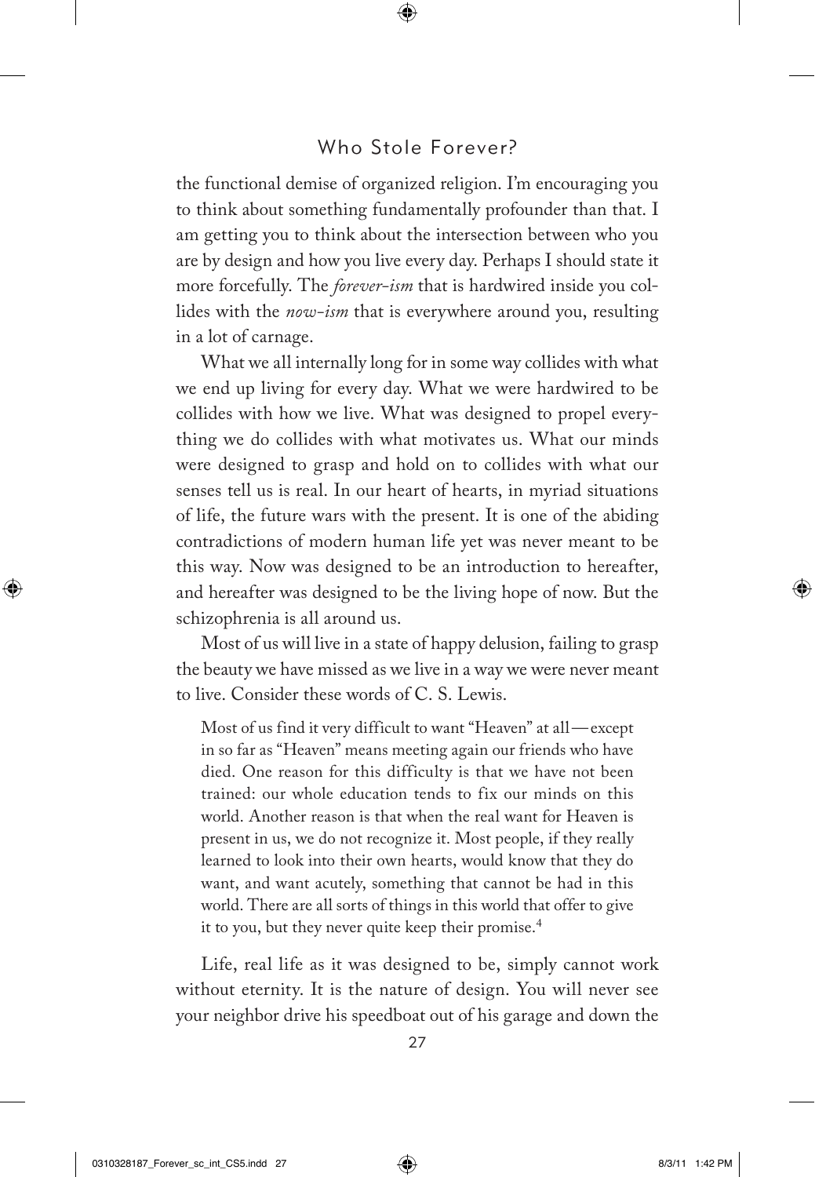the functional demise of organized religion. I'm encouraging you to think about something fundamentally profounder than that. I am getting you to think about the intersection between who you are by design and how you live every day. Perhaps I should state it more forcefully. The *forever-ism* that is hardwired inside you collides with the *now-ism* that is everywhere around you, resulting in a lot of carnage.

What we all internally long for in some way collides with what we end up living for every day. What we were hardwired to be collides with how we live. What was designed to propel everything we do collides with what motivates us. What our minds were designed to grasp and hold on to collides with what our senses tell us is real. In our heart of hearts, in myriad situations of life, the future wars with the present. It is one of the abiding contradictions of modern human life yet was never meant to be this way. Now was designed to be an introduction to hereafter, and hereafter was designed to be the living hope of now. But the schizophrenia is all around us.

Most of us will live in a state of happy delusion, failing to grasp the beauty we have missed as we live in a way we were never meant to live. Consider these words of C. S. Lewis.

> Most of us find it very difficult to want "Heaven" at all — except in so far as "Heaven" means meeting again our friends who have died. One reason for this difficulty is that we have not been trained: our whole education tends to fix our minds on this world. Another reason is that when the real want for Heaven is present in us, we do not recognize it. Most people, if they really learned to look into their own hearts, would know that they do want, and want acutely, something that cannot be had in this world. There are all sorts of things in this world that offer to give it to you, but they never quite keep their promise.[4]

Life, real life as it was designed to be, simply cannot work without eternity. It is the nature of design. You will never see your neighbor drive his speedboat out of his garage and down the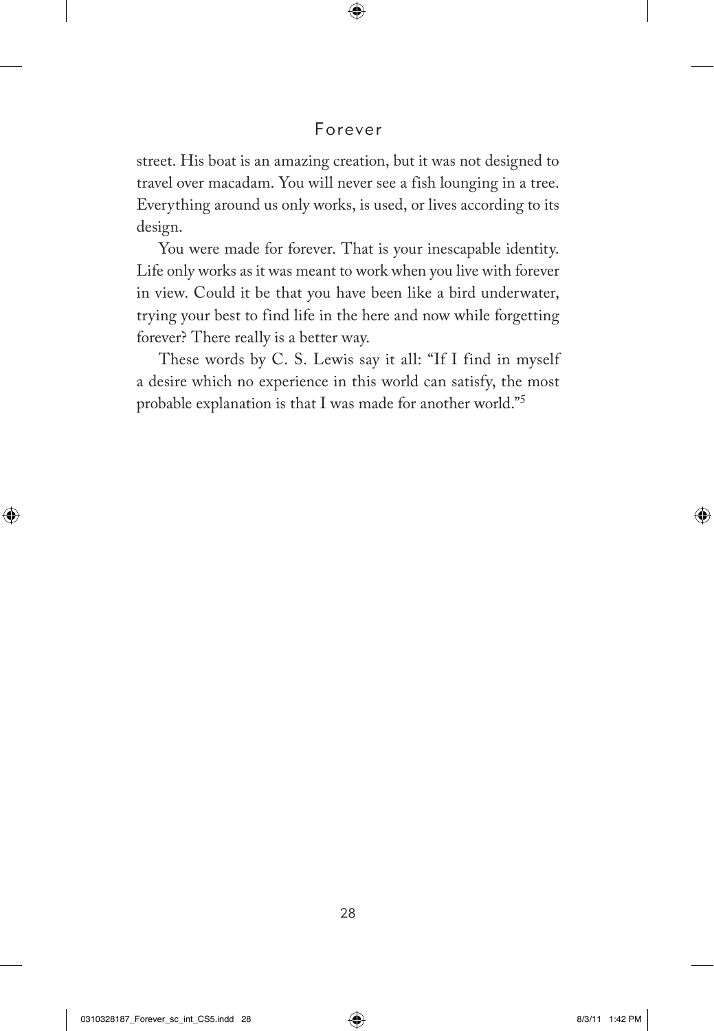street. His boat is an amazing creation, but it was not designed to travel over macadam. You will never see a fish lounging in a tree. Everything around us only works, is used, or lives according to its design.

You were made for forever. That is your inescapable identity. Life only works as it was meant to work when you live with forever in view. Could it be that you have been like a bird underwater, trying your best to find life in the here and now while forgetting forever? There really is a better way.

These words by C. S. Lewis say it all: "If I find in myself a desire which no experience in this world can satisfy, the most probable explanation is that I was made for another world."[5]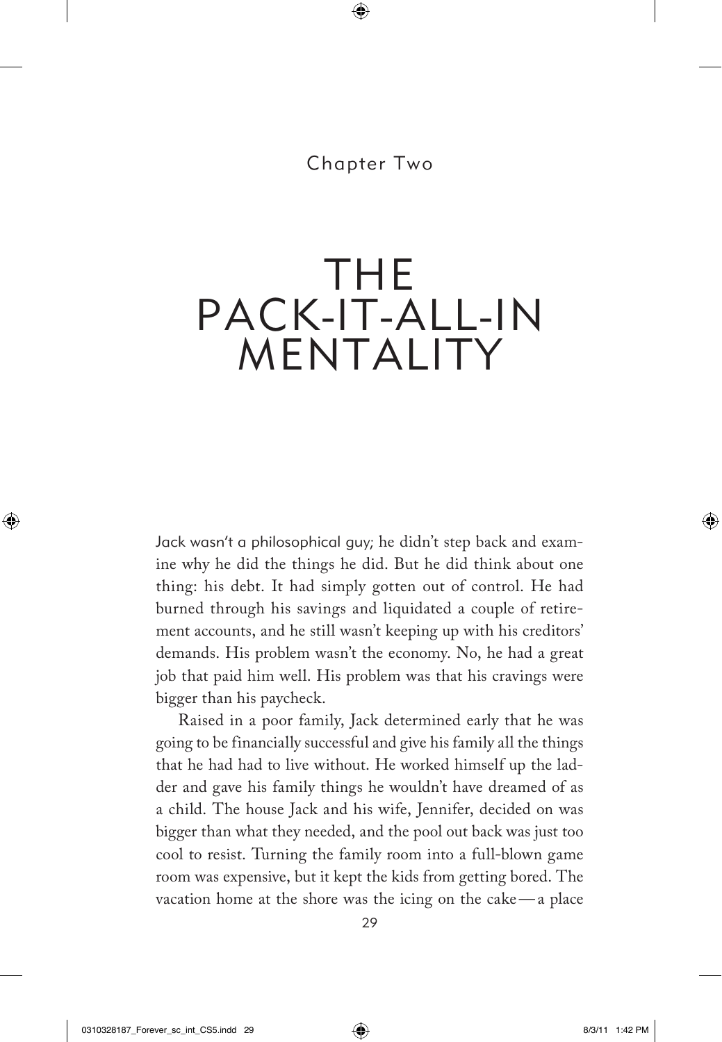Chapter Two

# THE PACK-IT-ALL-IN MENTALITY

Jack wasn't a philosophical guy; he didn't step back and examine why he did the things he did. But he did think about one thing: his debt. It had simply gotten out of control. He had burned through his savings and liquidated a couple of retirement accounts, and he still wasn't keeping up with his creditors' demands. His problem wasn't the economy. No, he had a great job that paid him well. His problem was that his cravings were bigger than his paycheck.

Raised in a poor family, Jack determined early that he was going to be financially successful and give his family all the things that he had had to live without. He worked himself up the ladder and gave his family things he wouldn't have dreamed of as a child. The house Jack and his wife, Jennifer, decided on was bigger than what they needed, and the pool out back was just too cool to resist. Turning the family room into a full-blown game room was expensive, but it kept the kids from getting bored. The vacation home at the shore was the icing on the cake — a place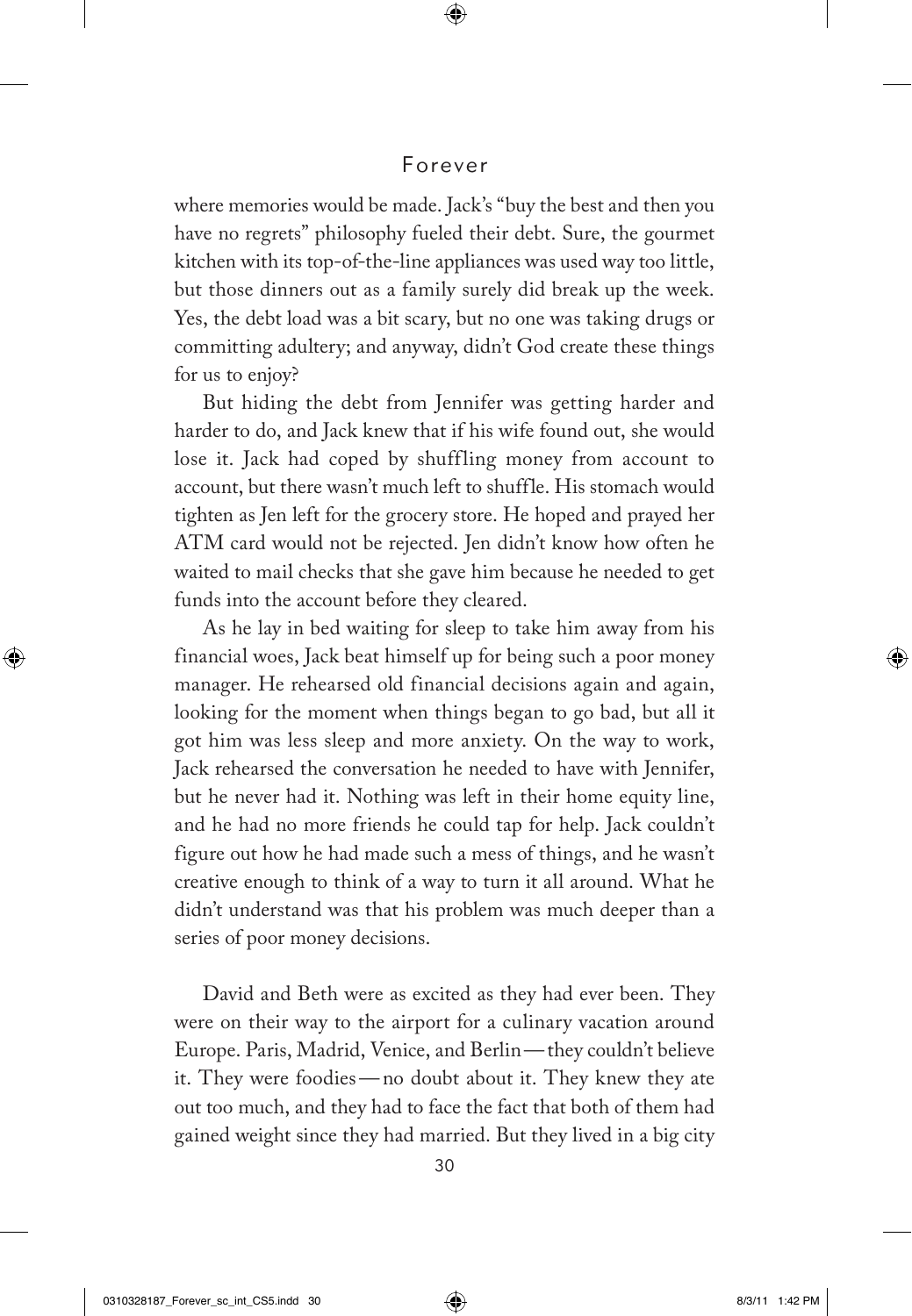where memories would be made. Jack's "buy the best and then you have no regrets" philosophy fueled their debt. Sure, the gourmet kitchen with its top-of-the-line appliances was used way too little, but those dinners out as a family surely did break up the week. Yes, the debt load was a bit scary, but no one was taking drugs or committing adultery; and anyway, didn't God create these things for us to enjoy?

But hiding the debt from Jennifer was getting harder and harder to do, and Jack knew that if his wife found out, she would lose it. Jack had coped by shuffling money from account to account, but there wasn't much left to shuffle. His stomach would tighten as Jen left for the grocery store. He hoped and prayed her ATM card would not be rejected. Jen didn't know how often he waited to mail checks that she gave him because he needed to get funds into the account before they cleared.

As he lay in bed waiting for sleep to take him away from his financial woes, Jack beat himself up for being such a poor money manager. He rehearsed old financial decisions again and again, looking for the moment when things began to go bad, but all it got him was less sleep and more anxiety. On the way to work, Jack rehearsed the conversation he needed to have with Jennifer, but he never had it. Nothing was left in their home equity line, and he had no more friends he could tap for help. Jack couldn't figure out how he had made such a mess of things, and he wasn't creative enough to think of a way to turn it all around. What he didn't understand was that his problem was much deeper than a series of poor money decisions.

David and Beth were as excited as they had ever been. They were on their way to the airport for a culinary vacation around Europe. Paris, Madrid, Venice, and Berlin—they couldn't believe it. They were foodies—no doubt about it. They knew they ate out too much, and they had to face the fact that both of them had gained weight since they had married. But they lived in a big city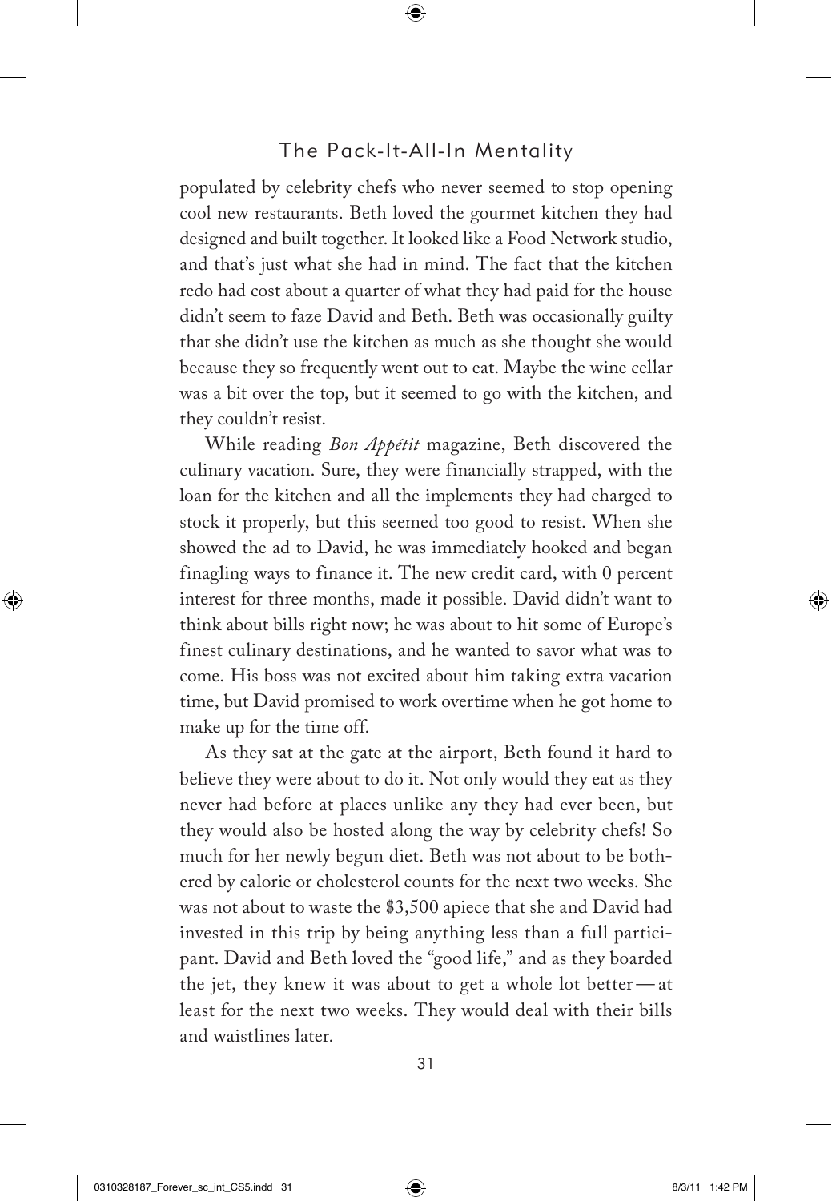populated by celebrity chefs who never seemed to stop opening cool new restaurants. Beth loved the gourmet kitchen they had designed and built together. It looked like a Food Network studio, and that's just what she had in mind. The fact that the kitchen redo had cost about a quarter of what they had paid for the house didn't seem to faze David and Beth. Beth was occasionally guilty that she didn't use the kitchen as much as she thought she would because they so frequently went out to eat. Maybe the wine cellar was a bit over the top, but it seemed to go with the kitchen, and they couldn't resist.

While reading *Bon Appétit* magazine, Beth discovered the culinary vacation. Sure, they were financially strapped, with the loan for the kitchen and all the implements they had charged to stock it properly, but this seemed too good to resist. When she showed the ad to David, he was immediately hooked and began finagling ways to finance it. The new credit card, with 0 percent interest for three months, made it possible. David didn't want to think about bills right now; he was about to hit some of Europe's finest culinary destinations, and he wanted to savor what was to come. His boss was not excited about him taking extra vacation time, but David promised to work overtime when he got home to make up for the time off.

As they sat at the gate at the airport, Beth found it hard to believe they were about to do it. Not only would they eat as they never had before at places unlike any they had ever been, but they would also be hosted along the way by celebrity chefs! So much for her newly begun diet. Beth was not about to be bothered by calorie or cholesterol counts for the next two weeks. She was not about to waste the $3,500 apiece that she and David had invested in this trip by being anything less than a full participant. David and Beth loved the "good life," and as they boarded the jet, they knew it was about to get a whole lot better — at least for the next two weeks. They would deal with their bills and waistlines later.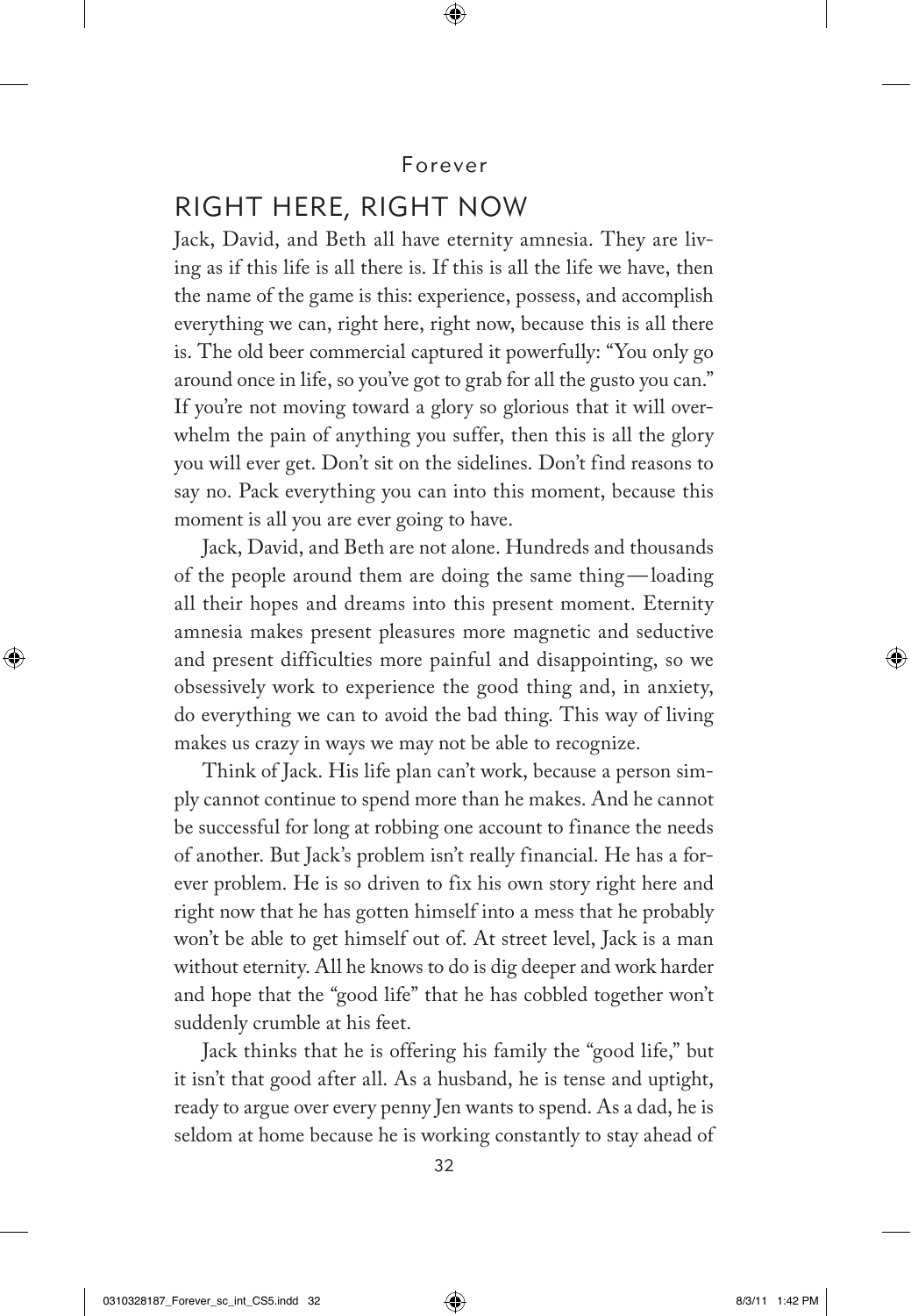## RIGHT HERE, RIGHT NOW

Jack, David, and Beth all have eternity amnesia. They are living as if this life is all there is. If this is all the life we have, then the name of the game is this: experience, possess, and accomplish everything we can, right here, right now, because this is all there is. The old beer commercial captured it powerfully: "You only go around once in life, so you've got to grab for all the gusto you can." If you're not moving toward a glory so glorious that it will overwhelm the pain of anything you suffer, then this is all the glory you will ever get. Don't sit on the sidelines. Don't find reasons to say no. Pack everything you can into this moment, because this moment is all you are ever going to have.

Jack, David, and Beth are not alone. Hundreds and thousands of the people around them are doing the same thing—loading all their hopes and dreams into this present moment. Eternity amnesia makes present pleasures more magnetic and seductive and present difficulties more painful and disappointing, so we obsessively work to experience the good thing and, in anxiety, do everything we can to avoid the bad thing. This way of living makes us crazy in ways we may not be able to recognize.

Think of Jack. His life plan can't work, because a person simply cannot continue to spend more than he makes. And he cannot be successful for long at robbing one account to finance the needs of another. But Jack's problem isn't really financial. He has a forever problem. He is so driven to fix his own story right here and right now that he has gotten himself into a mess that he probably won't be able to get himself out of. At street level, Jack is a man without eternity. All he knows to do is dig deeper and work harder and hope that the "good life" that he has cobbled together won't suddenly crumble at his feet.

Jack thinks that he is offering his family the "good life," but it isn't that good after all. As a husband, he is tense and uptight, ready to argue over every penny Jen wants to spend. As a dad, he is seldom at home because he is working constantly to stay ahead of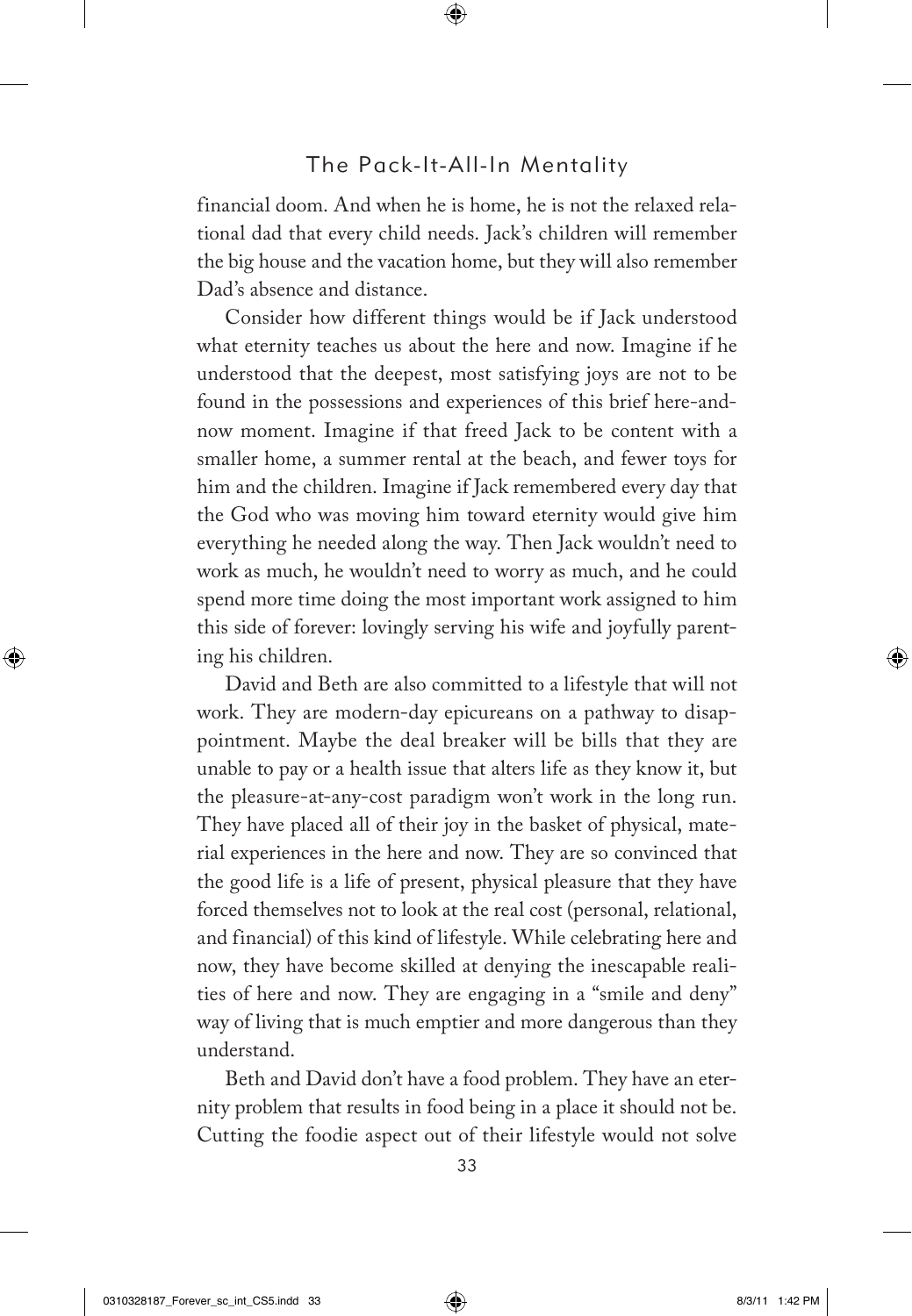financial doom. And when he is home, he is not the relaxed relational dad that every child needs. Jack's children will remember the big house and the vacation home, but they will also remember Dad's absence and distance.

Consider how different things would be if Jack understood what eternity teaches us about the here and now. Imagine if he understood that the deepest, most satisfying joys are not to be found in the possessions and experiences of this brief here-and-now moment. Imagine if that freed Jack to be content with a smaller home, a summer rental at the beach, and fewer toys for him and the children. Imagine if Jack remembered every day that the God who was moving him toward eternity would give him everything he needed along the way. Then Jack wouldn't need to work as much, he wouldn't need to worry as much, and he could spend more time doing the most important work assigned to him this side of forever: lovingly serving his wife and joyfully parenting his children.

David and Beth are also committed to a lifestyle that will not work. They are modern-day epicureans on a pathway to disappointment. Maybe the deal breaker will be bills that they are unable to pay or a health issue that alters life as they know it, but the pleasure-at-any-cost paradigm won't work in the long run. They have placed all of their joy in the basket of physical, material experiences in the here and now. They are so convinced that the good life is a life of present, physical pleasure that they have forced themselves not to look at the real cost (personal, relational, and financial) of this kind of lifestyle. While celebrating here and now, they have become skilled at denying the inescapable realities of here and now. They are engaging in a "smile and deny" way of living that is much emptier and more dangerous than they understand.

Beth and David don't have a food problem. They have an eternity problem that results in food being in a place it should not be. Cutting the foodie aspect out of their lifestyle would not solve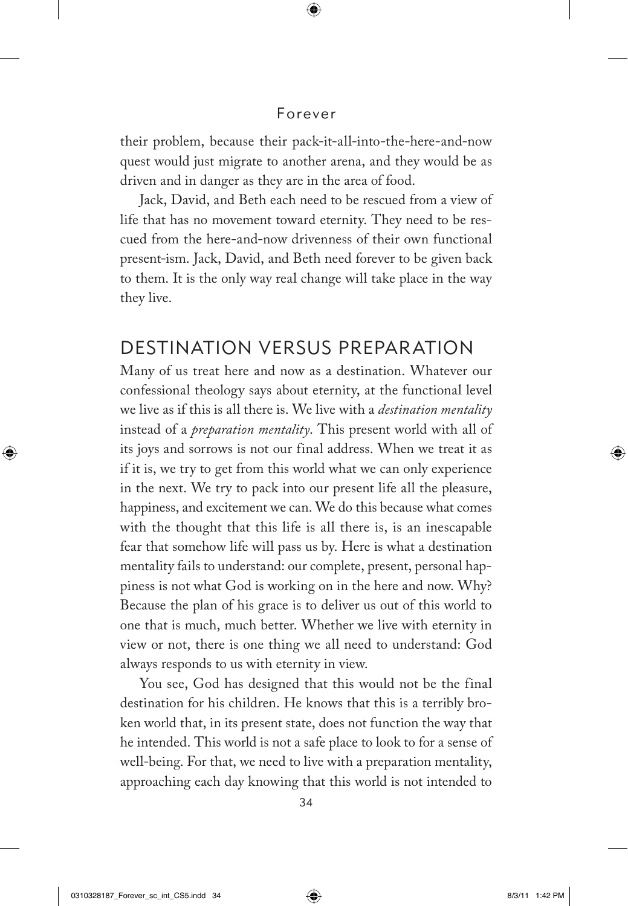their problem, because their pack-it-all-into-the-here-and-now quest would just migrate to another arena, and they would be as driven and in danger as they are in the area of food.

Jack, David, and Beth each need to be rescued from a view of life that has no movement toward eternity. They need to be rescued from the here-and-now drivenness of their own functional present-ism. Jack, David, and Beth need forever to be given back to them. It is the only way real change will take place in the way they live.

## DESTINATION VERSUS PREPARATION

Many of us treat here and now as a destination. Whatever our confessional theology says about eternity, at the functional level we live as if this is all there is. We live with a *destination mentality* instead of a *preparation mentality*. This present world with all of its joys and sorrows is not our final address. When we treat it as if it is, we try to get from this world what we can only experience in the next. We try to pack into our present life all the pleasure, happiness, and excitement we can. We do this because what comes with the thought that this life is all there is, is an inescapable fear that somehow life will pass us by. Here is what a destination mentality fails to understand: our complete, present, personal happiness is not what God is working on in the here and now. Why? Because the plan of his grace is to deliver us out of this world to one that is much, much better. Whether we live with eternity in view or not, there is one thing we all need to understand: God always responds to us with eternity in view.

You see, God has designed that this would not be the final destination for his children. He knows that this is a terribly broken world that, in its present state, does not function the way that he intended. This world is not a safe place to look to for a sense of well-being. For that, we need to live with a preparation mentality, approaching each day knowing that this world is not intended to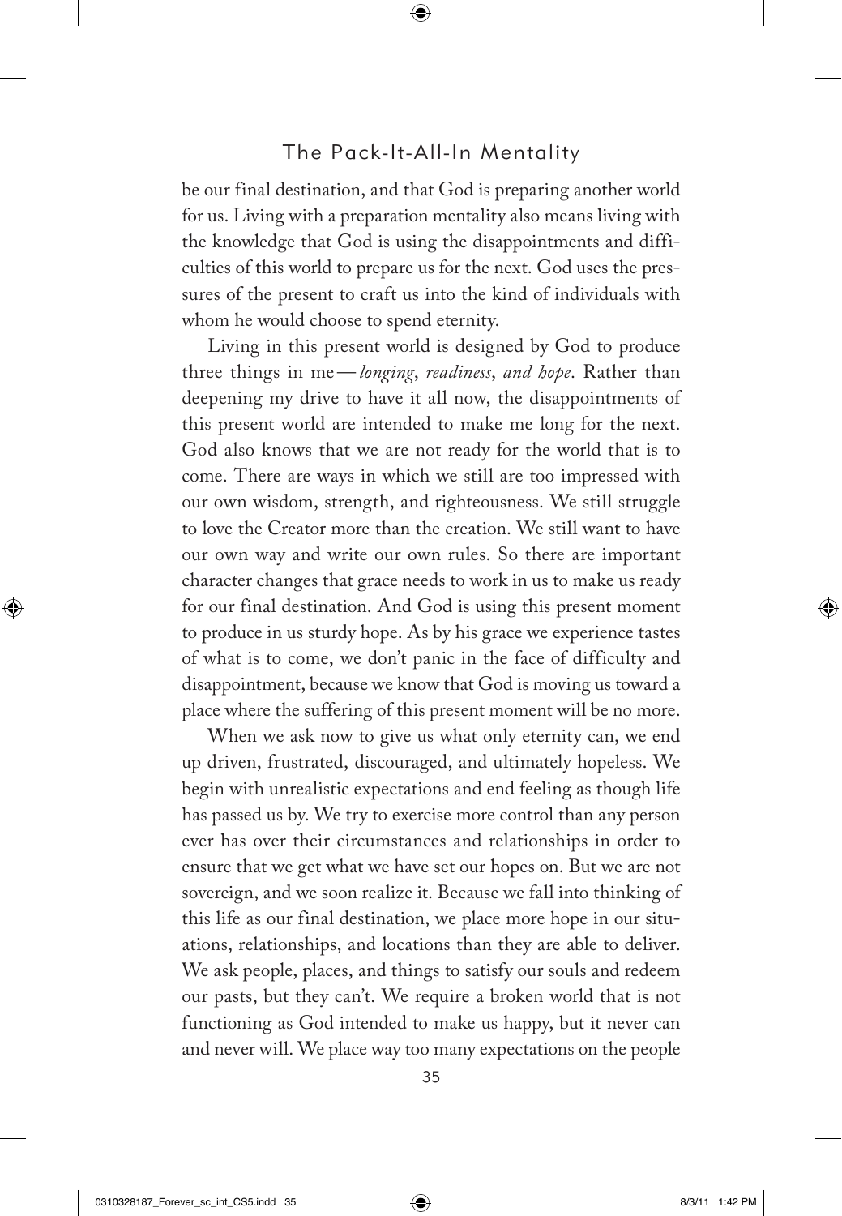be our final destination, and that God is preparing another world for us. Living with a preparation mentality also means living with the knowledge that God is using the disappointments and difficulties of this world to prepare us for the next. God uses the pressures of the present to craft us into the kind of individuals with whom he would choose to spend eternity.

Living in this present world is designed by God to produce three things in me—*longing*, *readiness*, *and hope*. Rather than deepening my drive to have it all now, the disappointments of this present world are intended to make me long for the next. God also knows that we are not ready for the world that is to come. There are ways in which we still are too impressed with our own wisdom, strength, and righteousness. We still struggle to love the Creator more than the creation. We still want to have our own way and write our own rules. So there are important character changes that grace needs to work in us to make us ready for our final destination. And God is using this present moment to produce in us sturdy hope. As by his grace we experience tastes of what is to come, we don't panic in the face of difficulty and disappointment, because we know that God is moving us toward a place where the suffering of this present moment will be no more.

When we ask now to give us what only eternity can, we end up driven, frustrated, discouraged, and ultimately hopeless. We begin with unrealistic expectations and end feeling as though life has passed us by. We try to exercise more control than any person ever has over their circumstances and relationships in order to ensure that we get what we have set our hopes on. But we are not sovereign, and we soon realize it. Because we fall into thinking of this life as our final destination, we place more hope in our situations, relationships, and locations than they are able to deliver. We ask people, places, and things to satisfy our souls and redeem our pasts, but they can't. We require a broken world that is not functioning as God intended to make us happy, but it never can and never will. We place way too many expectations on the people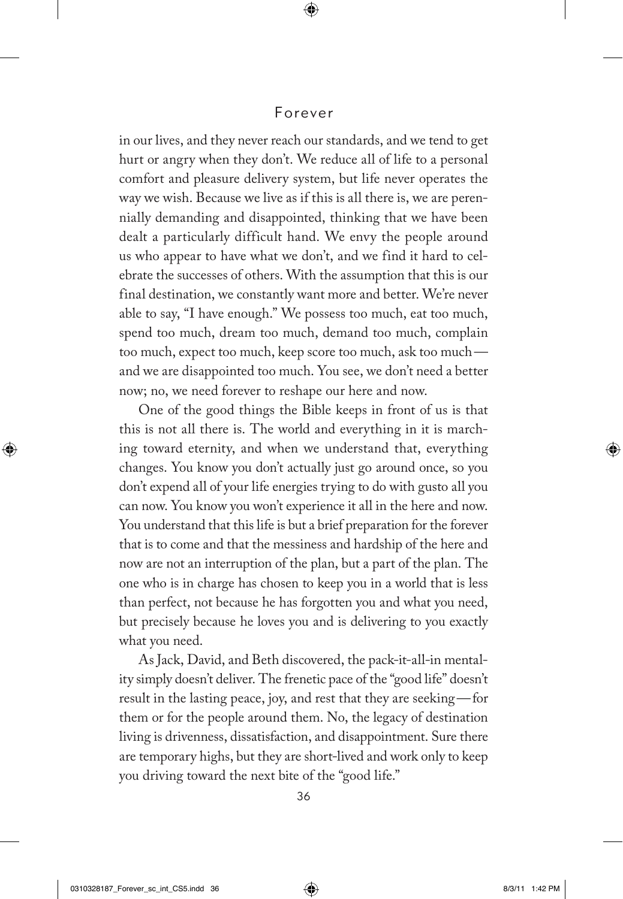in our lives, and they never reach our standards, and we tend to get hurt or angry when they don't. We reduce all of life to a personal comfort and pleasure delivery system, but life never operates the way we wish. Because we live as if this is all there is, we are perennially demanding and disappointed, thinking that we have been dealt a particularly difficult hand. We envy the people around us who appear to have what we don't, and we find it hard to celebrate the successes of others. With the assumption that this is our final destination, we constantly want more and better. We're never able to say, "I have enough." We possess too much, eat too much, spend too much, dream too much, demand too much, complain too much, expect too much, keep score too much, ask too much — and we are disappointed too much. You see, we don't need a better now; no, we need forever to reshape our here and now.

One of the good things the Bible keeps in front of us is that this is not all there is. The world and everything in it is marching toward eternity, and when we understand that, everything changes. You know you don't actually just go around once, so you don't expend all of your life energies trying to do with gusto all you can now. You know you won't experience it all in the here and now. You understand that this life is but a brief preparation for the forever that is to come and that the messiness and hardship of the here and now are not an interruption of the plan, but a part of the plan. The one who is in charge has chosen to keep you in a world that is less than perfect, not because he has forgotten you and what you need, but precisely because he loves you and is delivering to you exactly what you need.

As Jack, David, and Beth discovered, the pack-it-all-in mentality simply doesn't deliver. The frenetic pace of the "good life" doesn't result in the lasting peace, joy, and rest that they are seeking — for them or for the people around them. No, the legacy of destination living is drivenness, dissatisfaction, and disappointment. Sure there are temporary highs, but they are short-lived and work only to keep you driving toward the next bite of the "good life."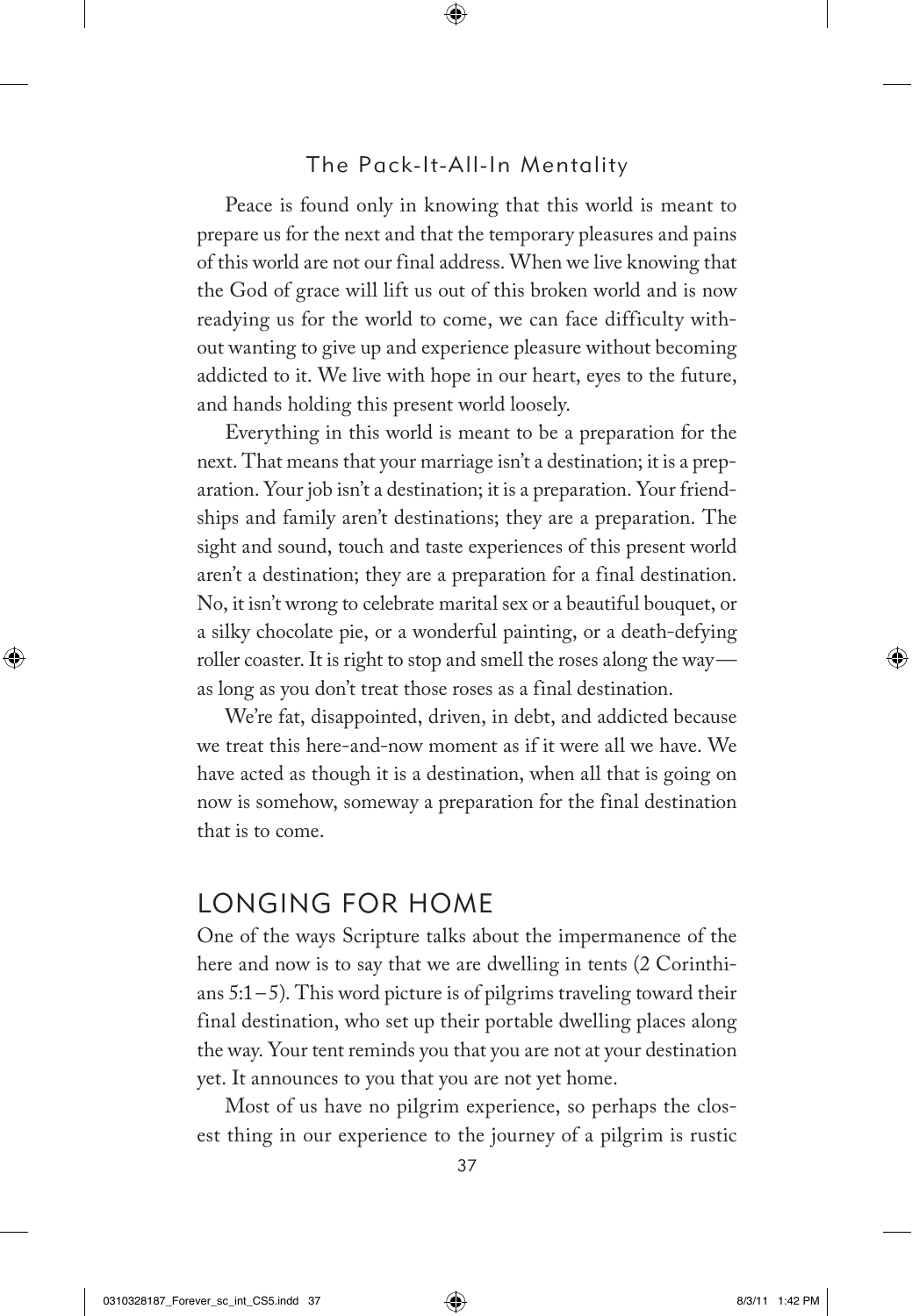Peace is found only in knowing that this world is meant to prepare us for the next and that the temporary pleasures and pains of this world are not our final address. When we live knowing that the God of grace will lift us out of this broken world and is now readying us for the world to come, we can face difficulty without wanting to give up and experience pleasure without becoming addicted to it. We live with hope in our heart, eyes to the future, and hands holding this present world loosely.

Everything in this world is meant to be a preparation for the next. That means that your marriage isn't a destination; it is a preparation. Your job isn't a destination; it is a preparation. Your friendships and family aren't destinations; they are a preparation. The sight and sound, touch and taste experiences of this present world aren't a destination; they are a preparation for a final destination. No, it isn't wrong to celebrate marital sex or a beautiful bouquet, or a silky chocolate pie, or a wonderful painting, or a death-defying roller coaster. It is right to stop and smell the roses along the way—as long as you don't treat those roses as a final destination.

We're fat, disappointed, driven, in debt, and addicted because we treat this here-and-now moment as if it were all we have. We have acted as though it is a destination, when all that is going on now is somehow, someway a preparation for the final destination that is to come.

## LONGING FOR HOME

One of the ways Scripture talks about the impermanence of the here and now is to say that we are dwelling in tents (2 Corinthians 5:1–5). This word picture is of pilgrims traveling toward their final destination, who set up their portable dwelling places along the way. Your tent reminds you that you are not at your destination yet. It announces to you that you are not yet home.

Most of us have no pilgrim experience, so perhaps the closest thing in our experience to the journey of a pilgrim is rustic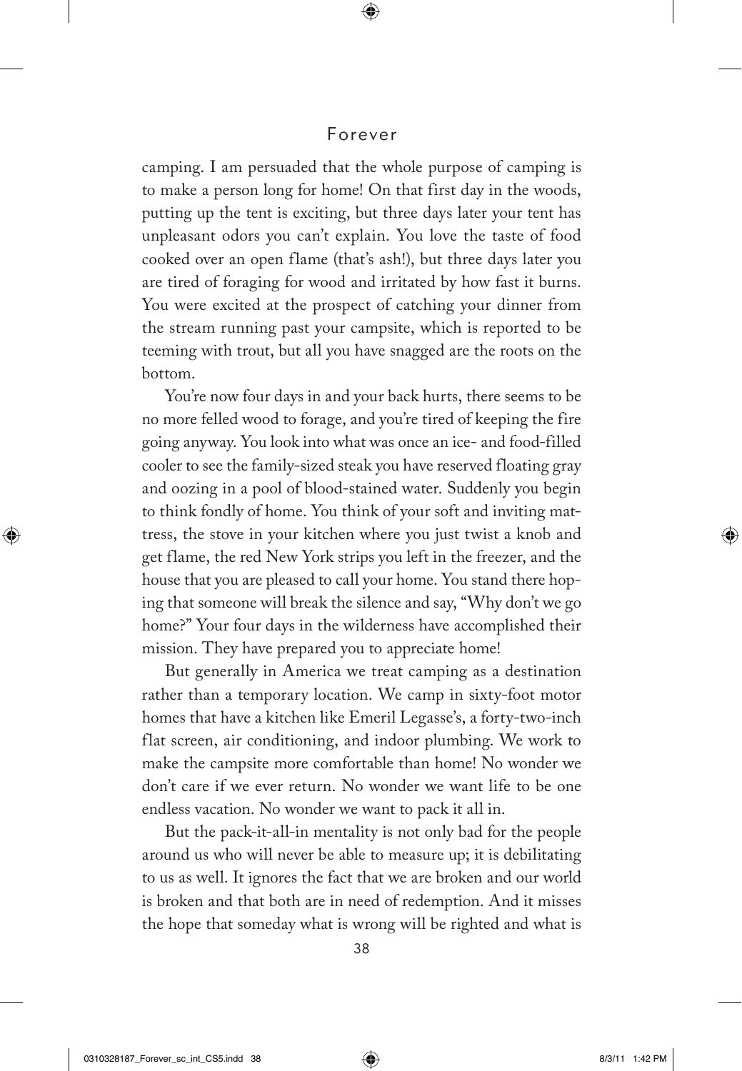camping. I am persuaded that the whole purpose of camping is to make a person long for home! On that first day in the woods, putting up the tent is exciting, but three days later your tent has unpleasant odors you can't explain. You love the taste of food cooked over an open flame (that's ash!), but three days later you are tired of foraging for wood and irritated by how fast it burns. You were excited at the prospect of catching your dinner from the stream running past your campsite, which is reported to be teeming with trout, but all you have snagged are the roots on the bottom.

You're now four days in and your back hurts, there seems to be no more felled wood to forage, and you're tired of keeping the fire going anyway. You look into what was once an ice- and food-filled cooler to see the family-sized steak you have reserved floating gray and oozing in a pool of blood-stained water. Suddenly you begin to think fondly of home. You think of your soft and inviting mattress, the stove in your kitchen where you just twist a knob and get flame, the red New York strips you left in the freezer, and the house that you are pleased to call your home. You stand there hoping that someone will break the silence and say, "Why don't we go home?" Your four days in the wilderness have accomplished their mission. They have prepared you to appreciate home!

But generally in America we treat camping as a destination rather than a temporary location. We camp in sixty-foot motor homes that have a kitchen like Emeril Legasse's, a forty-two-inch flat screen, air conditioning, and indoor plumbing. We work to make the campsite more comfortable than home! No wonder we don't care if we ever return. No wonder we want life to be one endless vacation. No wonder we want to pack it all in.

But the pack-it-all-in mentality is not only bad for the people around us who will never be able to measure up; it is debilitating to us as well. It ignores the fact that we are broken and our world is broken and that both are in need of redemption. And it misses the hope that someday what is wrong will be righted and what is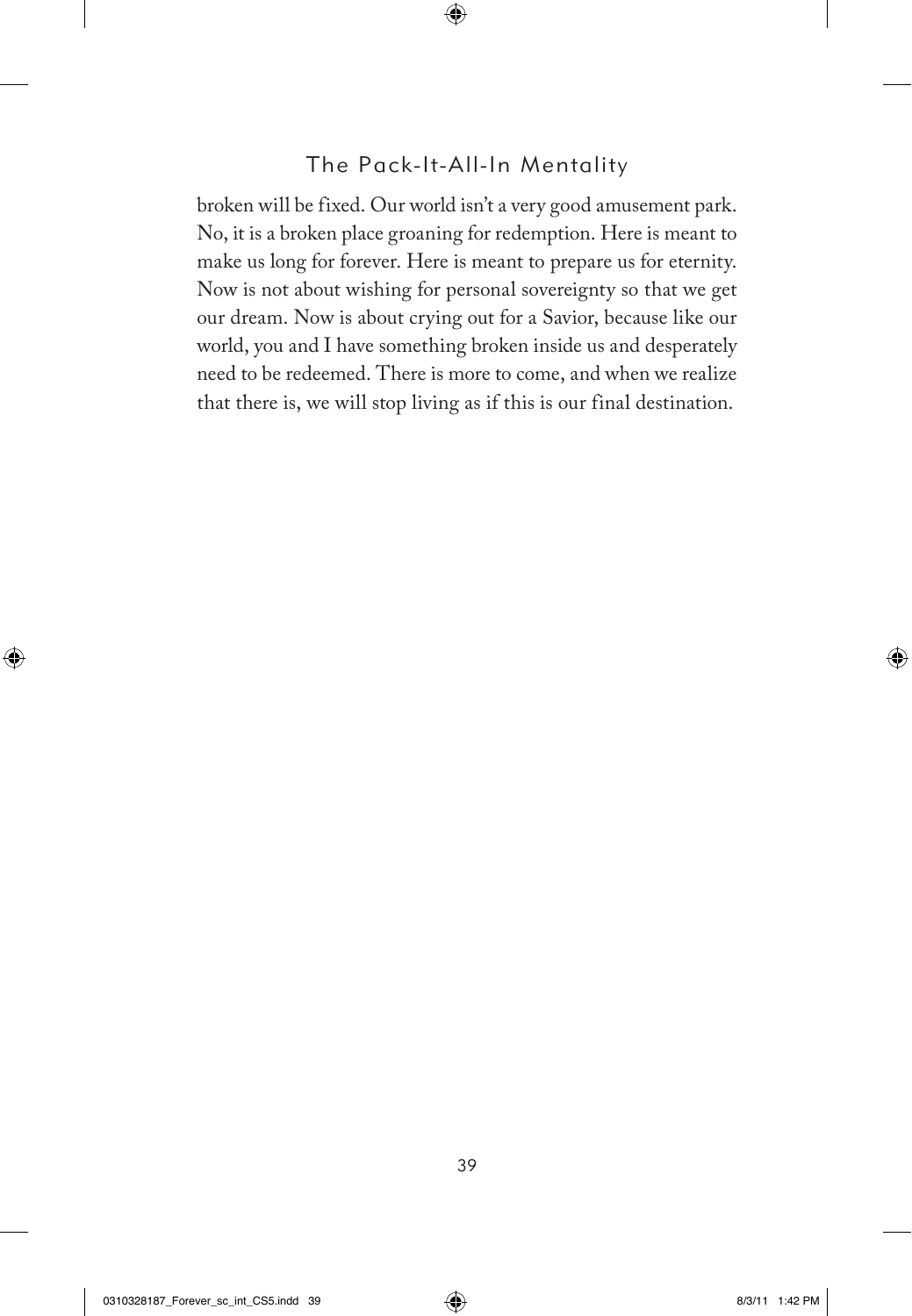broken will be fixed. Our world isn't a very good amusement park. No, it is a broken place groaning for redemption. Here is meant to make us long for forever. Here is meant to prepare us for eternity. Now is not about wishing for personal sovereignty so that we get our dream. Now is about crying out for a Savior, because like our world, you and I have something broken inside us and desperately need to be redeemed. There is more to come, and when we realize that there is, we will stop living as if this is our final destination.